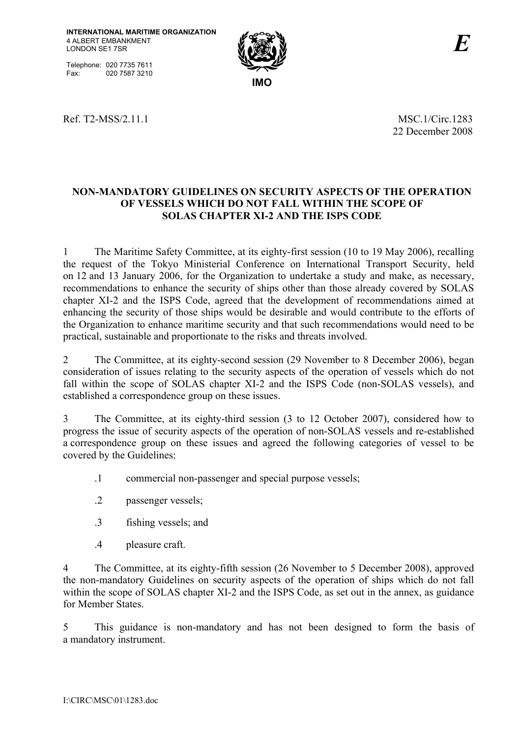INTERNATIONAL MARITIME ORGANIZATION
4 ALBERT EMBANKMENT
LONDON SE1 7SR

Telephone: 020 7735 7611
Fax: 020 7587 3210

IMO

*E*

Ref. T2-MSS/2.11.1

MSC.1/Circ.1283
22 December 2008

## NON-MANDATORY GUIDELINES ON SECURITY ASPECTS OF THE OPERATION OF VESSELS WHICH DO NOT FALL WITHIN THE SCOPE OF SOLAS CHAPTER XI-2 AND THE ISPS CODE

1 The Maritime Safety Committee, at its eighty-first session (10 to 19 May 2006), recalling the request of the Tokyo Ministerial Conference on International Transport Security, held on 12 and 13 January 2006, for the Organization to undertake a study and make, as necessary, recommendations to enhance the security of ships other than those already covered by SOLAS chapter XI-2 and the ISPS Code, agreed that the development of recommendations aimed at enhancing the security of those ships would be desirable and would contribute to the efforts of the Organization to enhance maritime security and that such recommendations would need to be practical, sustainable and proportionate to the risks and threats involved.

2 The Committee, at its eighty-second session (29 November to 8 December 2006), began consideration of issues relating to the security aspects of the operation of vessels which do not fall within the scope of SOLAS chapter XI-2 and the ISPS Code (non-SOLAS vessels), and established a correspondence group on these issues.

3 The Committee, at its eighty-third session (3 to 12 October 2007), considered how to progress the issue of security aspects of the operation of non-SOLAS vessels and re-established a correspondence group on these issues and agreed the following categories of vessel to be covered by the Guidelines:

.1 commercial non-passenger and special purpose vessels;

.2 passenger vessels;

.3 fishing vessels; and

.4 pleasure craft.

4 The Committee, at its eighty-fifth session (26 November to 5 December 2008), approved the non-mandatory Guidelines on security aspects of the operation of ships which do not fall within the scope of SOLAS chapter XI-2 and the ISPS Code, as set out in the annex, as guidance for Member States.

5 This guidance is non-mandatory and has not been designed to form the basis of a mandatory instrument.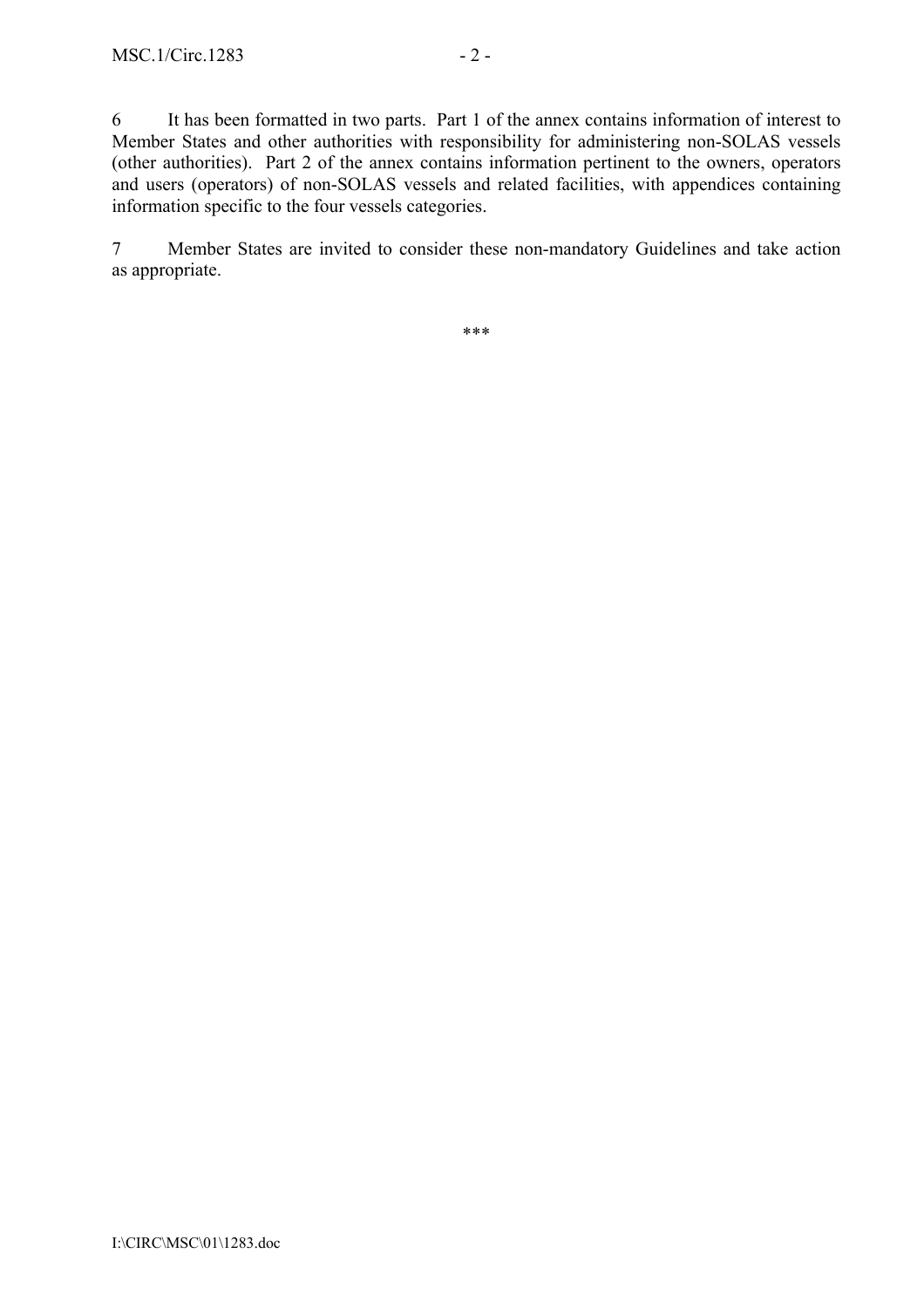6 It has been formatted in two parts. Part 1 of the annex contains information of interest to Member States and other authorities with responsibility for administering non-SOLAS vessels (other authorities). Part 2 of the annex contains information pertinent to the owners, operators and users (operators) of non-SOLAS vessels and related facilities, with appendices containing information specific to the four vessels categories.

7 Member States are invited to consider these non-mandatory Guidelines and take action as appropriate.

***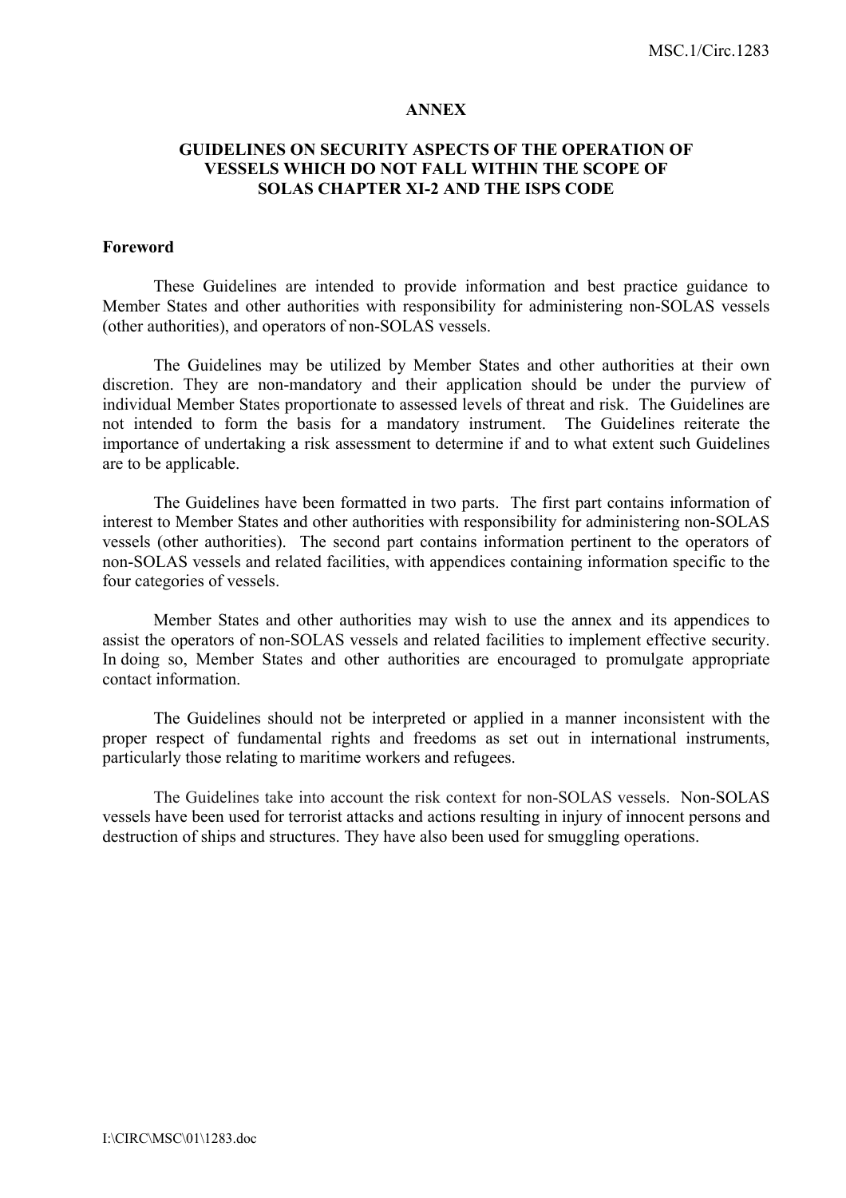# ANNEX

## GUIDELINES ON SECURITY ASPECTS OF THE OPERATION OF VESSELS WHICH DO NOT FALL WITHIN THE SCOPE OF SOLAS CHAPTER XI-2 AND THE ISPS CODE

**Foreword**

These Guidelines are intended to provide information and best practice guidance to Member States and other authorities with responsibility for administering non-SOLAS vessels (other authorities), and operators of non-SOLAS vessels.

The Guidelines may be utilized by Member States and other authorities at their own discretion. They are non-mandatory and their application should be under the purview of individual Member States proportionate to assessed levels of threat and risk. The Guidelines are not intended to form the basis for a mandatory instrument. The Guidelines reiterate the importance of undertaking a risk assessment to determine if and to what extent such Guidelines are to be applicable.

The Guidelines have been formatted in two parts. The first part contains information of interest to Member States and other authorities with responsibility for administering non-SOLAS vessels (other authorities). The second part contains information pertinent to the operators of non-SOLAS vessels and related facilities, with appendices containing information specific to the four categories of vessels.

Member States and other authorities may wish to use the annex and its appendices to assist the operators of non-SOLAS vessels and related facilities to implement effective security. In doing so, Member States and other authorities are encouraged to promulgate appropriate contact information.

The Guidelines should not be interpreted or applied in a manner inconsistent with the proper respect of fundamental rights and freedoms as set out in international instruments, particularly those relating to maritime workers and refugees.

The Guidelines take into account the risk context for non-SOLAS vessels. Non-SOLAS vessels have been used for terrorist attacks and actions resulting in injury of innocent persons and destruction of ships and structures. They have also been used for smuggling operations.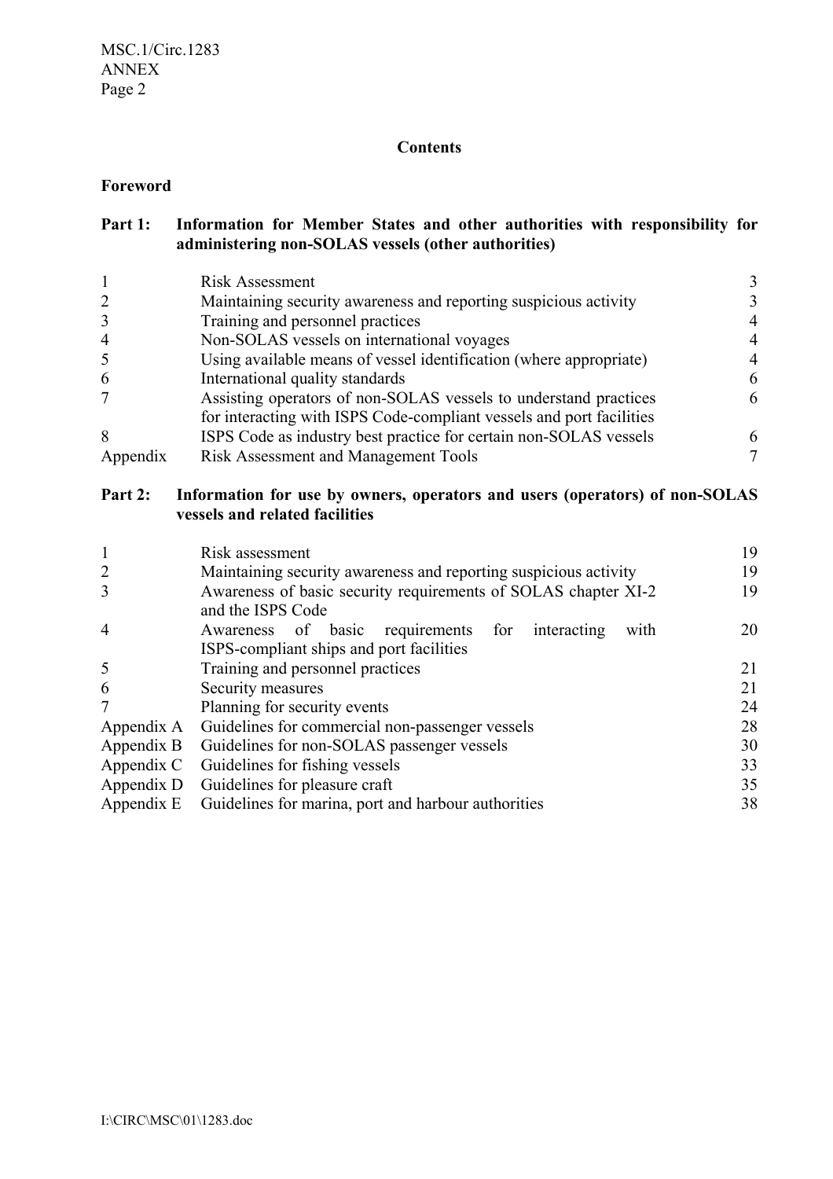**Contents**

**Foreword**

**Part 1: Information for Member States and other authorities with responsibility for administering non-SOLAS vessels (other authorities)**

| | | |
|---|---|---|
| 1 | Risk Assessment | 3 |
| 2 | Maintaining security awareness and reporting suspicious activity | 3 |
| 3 | Training and personnel practices | 4 |
| 4 | Non-SOLAS vessels on international voyages | 4 |
| 5 | Using available means of vessel identification (where appropriate) | 4 |
| 6 | International quality standards | 6 |
| 7 | Assisting operators of non-SOLAS vessels to understand practices for interacting with ISPS Code-compliant vessels and port facilities | 6 |
| 8 | ISPS Code as industry best practice for certain non-SOLAS vessels | 6 |
| Appendix | Risk Assessment and Management Tools | 7 |

**Part 2: Information for use by owners, operators and users (operators) of non-SOLAS vessels and related facilities**

| | | |
|---|---|---|
| 1 | Risk assessment | 19 |
| 2 | Maintaining security awareness and reporting suspicious activity | 19 |
| 3 | Awareness of basic security requirements of SOLAS chapter XI-2 and the ISPS Code | 19 |
| 4 | Awareness of basic requirements for interacting with ISPS-compliant ships and port facilities | 20 |
| 5 | Training and personnel practices | 21 |
| 6 | Security measures | 21 |
| 7 | Planning for security events | 24 |
| Appendix A | Guidelines for commercial non-passenger vessels | 28 |
| Appendix B | Guidelines for non-SOLAS passenger vessels | 30 |
| Appendix C | Guidelines for fishing vessels | 33 |
| Appendix D | Guidelines for pleasure craft | 35 |
| Appendix E | Guidelines for marina, port and harbour authorities | 38 |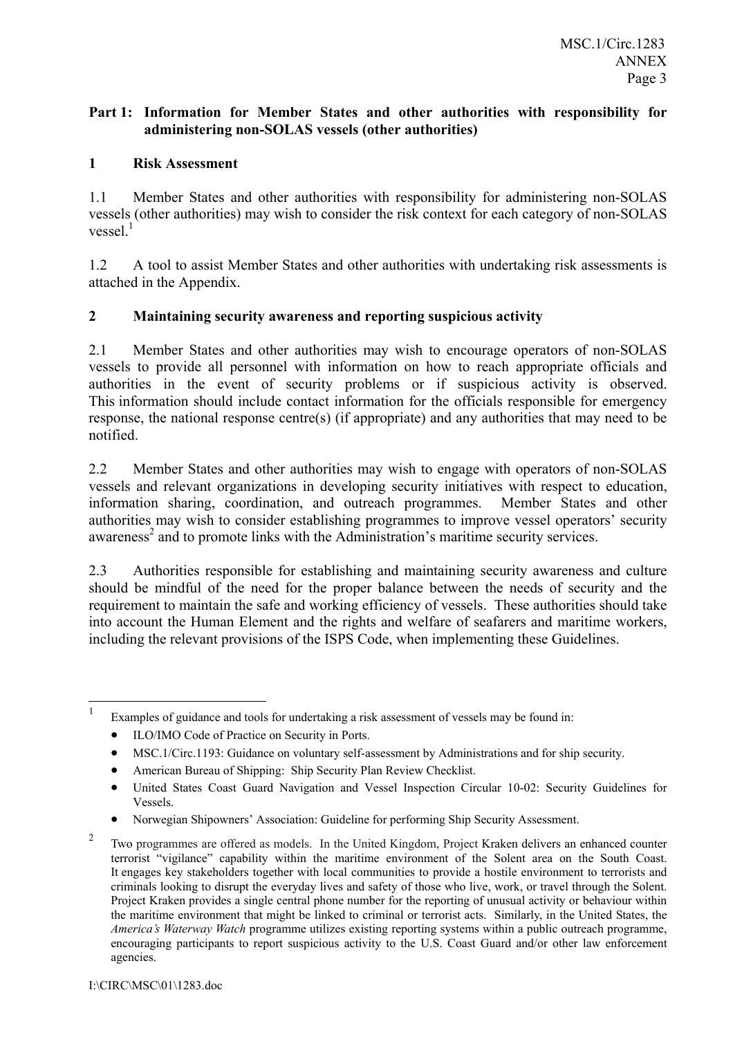## Part 1: Information for Member States and other authorities with responsibility for administering non-SOLAS vessels (other authorities)

### 1 Risk Assessment

1.1 Member States and other authorities with responsibility for administering non-SOLAS vessels (other authorities) may wish to consider the risk context for each category of non-SOLAS vessel.[1]

1.2 A tool to assist Member States and other authorities with undertaking risk assessments is attached in the Appendix.

### 2 Maintaining security awareness and reporting suspicious activity

2.1 Member States and other authorities may wish to encourage operators of non-SOLAS vessels to provide all personnel with information on how to reach appropriate officials and authorities in the event of security problems or if suspicious activity is observed. This information should include contact information for the officials responsible for emergency response, the national response centre(s) (if appropriate) and any authorities that may need to be notified.

2.2 Member States and other authorities may wish to engage with operators of non-SOLAS vessels and relevant organizations in developing security initiatives with respect to education, information sharing, coordination, and outreach programmes. Member States and other authorities may wish to consider establishing programmes to improve vessel operators' security awareness[2] and to promote links with the Administration's maritime security services.

2.3 Authorities responsible for establishing and maintaining security awareness and culture should be mindful of the need for the proper balance between the needs of security and the requirement to maintain the safe and working efficiency of vessels. These authorities should take into account the Human Element and the rights and welfare of seafarers and maritime workers, including the relevant provisions of the ISPS Code, when implementing these Guidelines.

---

[1] Examples of guidance and tools for undertaking a risk assessment of vessels may be found in:

- ILO/IMO Code of Practice on Security in Ports.
- MSC.1/Circ.1193: Guidance on voluntary self-assessment by Administrations and for ship security.
- American Bureau of Shipping: Ship Security Plan Review Checklist.
- United States Coast Guard Navigation and Vessel Inspection Circular 10-02: Security Guidelines for Vessels.
- Norwegian Shipowners' Association: Guideline for performing Ship Security Assessment.

[2] Two programmes are offered as models. In the United Kingdom, Project Kraken delivers an enhanced counter terrorist "vigilance" capability within the maritime environment of the Solent area on the South Coast. It engages key stakeholders together with local communities to provide a hostile environment to terrorists and criminals looking to disrupt the everyday lives and safety of those who live, work, or travel through the Solent. Project Kraken provides a single central phone number for the reporting of unusual activity or behaviour within the maritime environment that might be linked to criminal or terrorist acts. Similarly, in the United States, the *America's Waterway Watch* programme utilizes existing reporting systems within a public outreach programme, encouraging participants to report suspicious activity to the U.S. Coast Guard and/or other law enforcement agencies.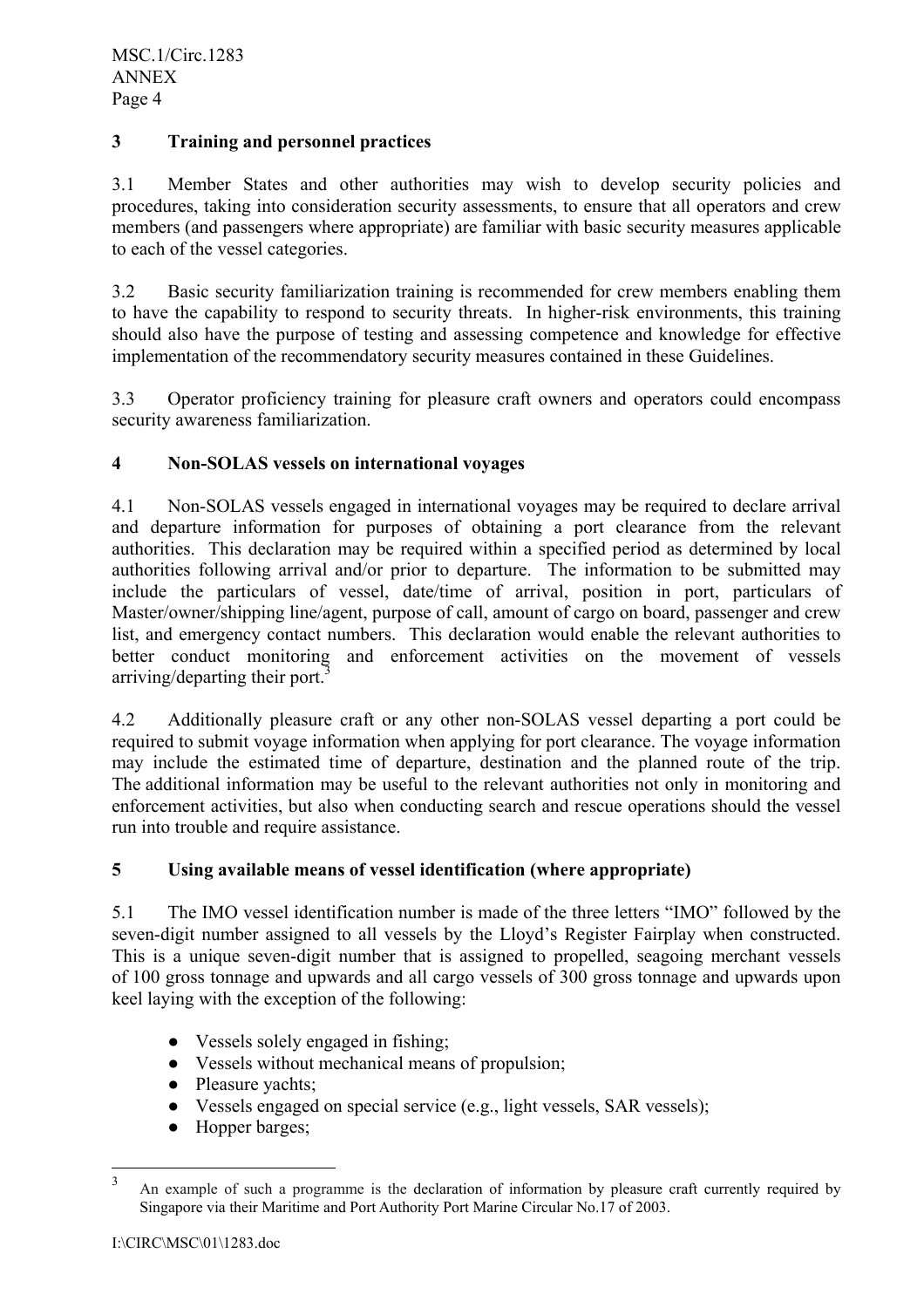## 3 Training and personnel practices

3.1 Member States and other authorities may wish to develop security policies and procedures, taking into consideration security assessments, to ensure that all operators and crew members (and passengers where appropriate) are familiar with basic security measures applicable to each of the vessel categories.

3.2 Basic security familiarization training is recommended for crew members enabling them to have the capability to respond to security threats. In higher-risk environments, this training should also have the purpose of testing and assessing competence and knowledge for effective implementation of the recommendatory security measures contained in these Guidelines.

3.3 Operator proficiency training for pleasure craft owners and operators could encompass security awareness familiarization.

## 4 Non-SOLAS vessels on international voyages

4.1 Non-SOLAS vessels engaged in international voyages may be required to declare arrival and departure information for purposes of obtaining a port clearance from the relevant authorities. This declaration may be required within a specified period as determined by local authorities following arrival and/or prior to departure. The information to be submitted may include the particulars of vessel, date/time of arrival, position in port, particulars of Master/owner/shipping line/agent, purpose of call, amount of cargo on board, passenger and crew list, and emergency contact numbers. This declaration would enable the relevant authorities to better conduct monitoring and enforcement activities on the movement of vessels arriving/departing their port.[3]

4.2 Additionally pleasure craft or any other non-SOLAS vessel departing a port could be required to submit voyage information when applying for port clearance. The voyage information may include the estimated time of departure, destination and the planned route of the trip. The additional information may be useful to the relevant authorities not only in monitoring and enforcement activities, but also when conducting search and rescue operations should the vessel run into trouble and require assistance.

## 5 Using available means of vessel identification (where appropriate)

5.1 The IMO vessel identification number is made of the three letters "IMO" followed by the seven-digit number assigned to all vessels by the Lloyd's Register Fairplay when constructed. This is a unique seven-digit number that is assigned to propelled, seagoing merchant vessels of 100 gross tonnage and upwards and all cargo vessels of 300 gross tonnage and upwards upon keel laying with the exception of the following:

- Vessels solely engaged in fishing;
- Vessels without mechanical means of propulsion;
- Pleasure yachts;
- Vessels engaged on special service (e.g., light vessels, SAR vessels);
- Hopper barges;

---

[3] An example of such a programme is the declaration of information by pleasure craft currently required by Singapore via their Maritime and Port Authority Port Marine Circular No.17 of 2003.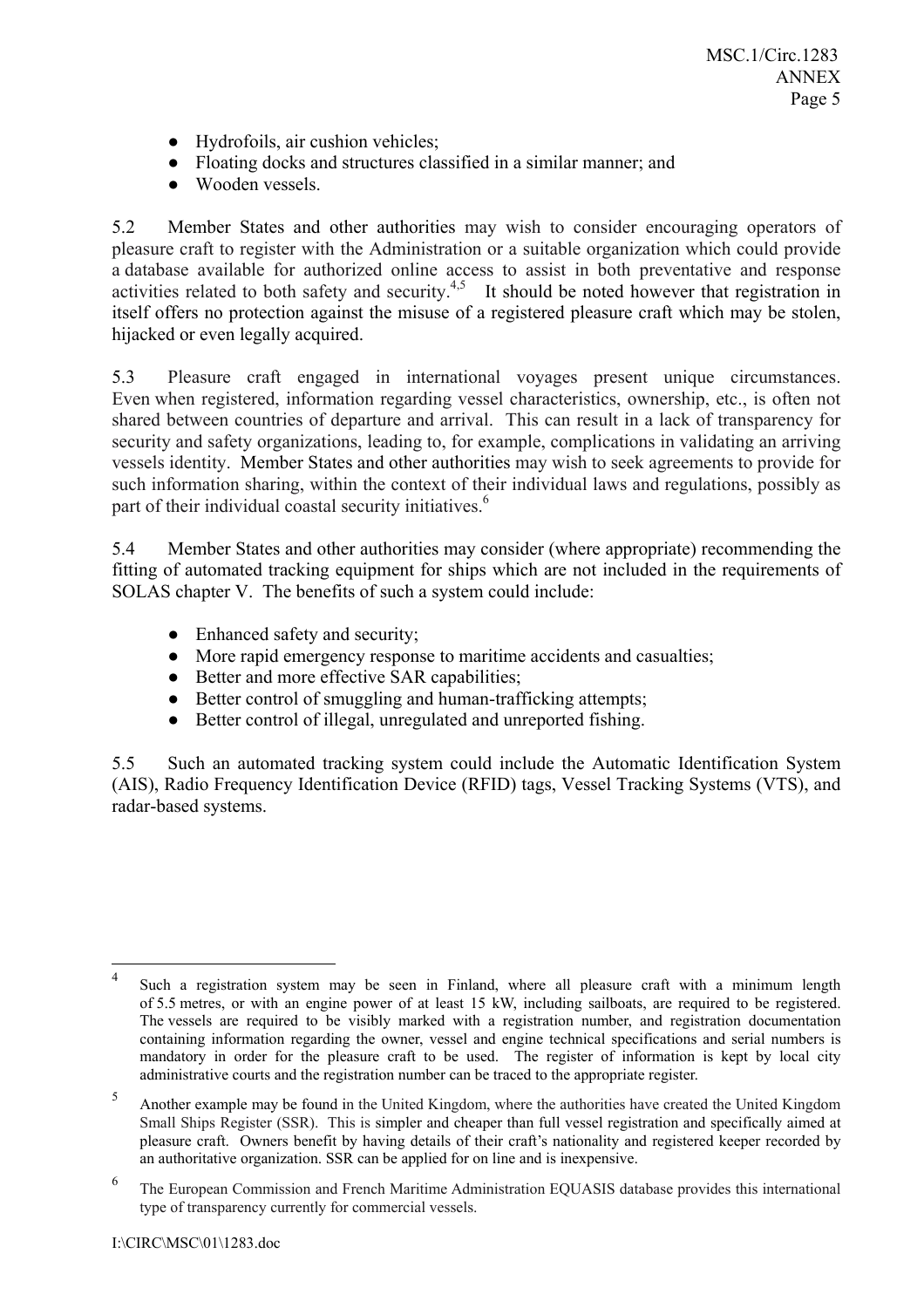- Hydrofoils, air cushion vehicles;
- Floating docks and structures classified in a similar manner; and
- Wooden vessels.

5.2 Member States and other authorities may wish to consider encouraging operators of pleasure craft to register with the Administration or a suitable organization which could provide a database available for authorized online access to assist in both preventative and response activities related to both safety and security.[4,5] It should be noted however that registration in itself offers no protection against the misuse of a registered pleasure craft which may be stolen, hijacked or even legally acquired.

5.3 Pleasure craft engaged in international voyages present unique circumstances. Even when registered, information regarding vessel characteristics, ownership, etc., is often not shared between countries of departure and arrival. This can result in a lack of transparency for security and safety organizations, leading to, for example, complications in validating an arriving vessels identity. Member States and other authorities may wish to seek agreements to provide for such information sharing, within the context of their individual laws and regulations, possibly as part of their individual coastal security initiatives.[6]

5.4 Member States and other authorities may consider (where appropriate) recommending the fitting of automated tracking equipment for ships which are not included in the requirements of SOLAS chapter V. The benefits of such a system could include:

- Enhanced safety and security;
- More rapid emergency response to maritime accidents and casualties;
- Better and more effective SAR capabilities;
- Better control of smuggling and human-trafficking attempts;
- Better control of illegal, unregulated and unreported fishing.

5.5 Such an automated tracking system could include the Automatic Identification System (AIS), Radio Frequency Identification Device (RFID) tags, Vessel Tracking Systems (VTS), and radar-based systems.

---

[4] Such a registration system may be seen in Finland, where all pleasure craft with a minimum length of 5.5 metres, or with an engine power of at least 15 kW, including sailboats, are required to be registered. The vessels are required to be visibly marked with a registration number, and registration documentation containing information regarding the owner, vessel and engine technical specifications and serial numbers is mandatory in order for the pleasure craft to be used. The register of information is kept by local city administrative courts and the registration number can be traced to the appropriate register.

[5] Another example may be found in the United Kingdom, where the authorities have created the United Kingdom Small Ships Register (SSR). This is simpler and cheaper than full vessel registration and specifically aimed at pleasure craft. Owners benefit by having details of their craft's nationality and registered keeper recorded by an authoritative organization. SSR can be applied for on line and is inexpensive.

[6] The European Commission and French Maritime Administration EQUASIS database provides this international type of transparency currently for commercial vessels.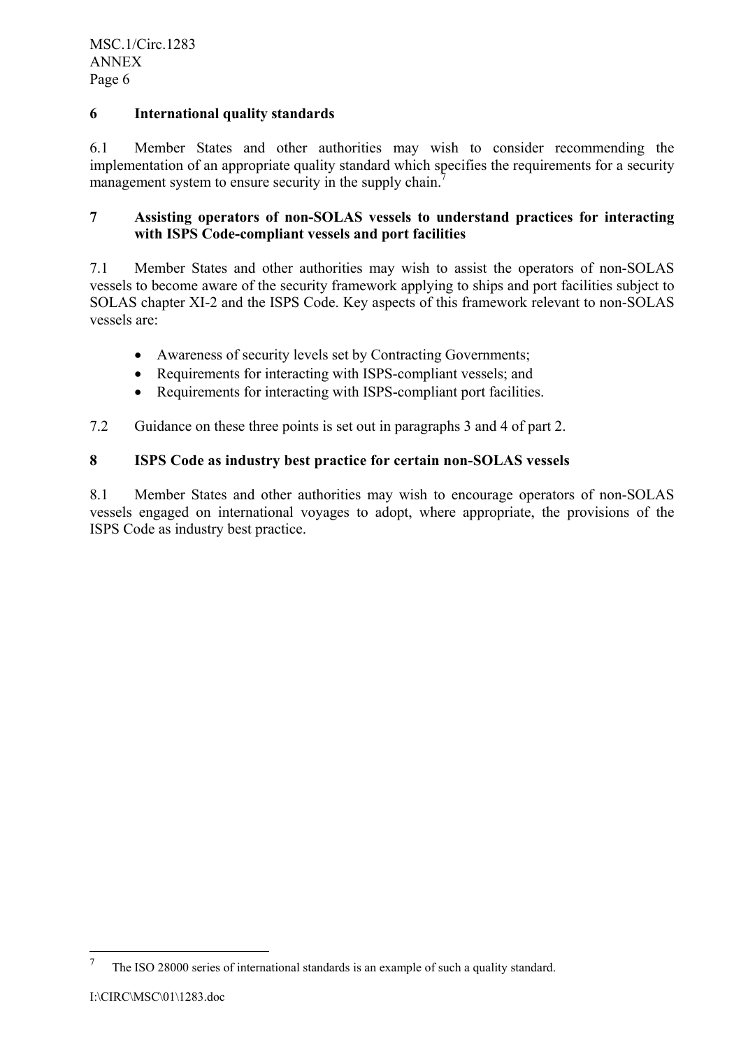## 6 International quality standards

6.1 Member States and other authorities may wish to consider recommending the implementation of an appropriate quality standard which specifies the requirements for a security management system to ensure security in the supply chain.[7]

## 7 Assisting operators of non-SOLAS vessels to understand practices for interacting with ISPS Code-compliant vessels and port facilities

7.1 Member States and other authorities may wish to assist the operators of non-SOLAS vessels to become aware of the security framework applying to ships and port facilities subject to SOLAS chapter XI-2 and the ISPS Code. Key aspects of this framework relevant to non-SOLAS vessels are:

- Awareness of security levels set by Contracting Governments;
- Requirements for interacting with ISPS-compliant vessels; and
- Requirements for interacting with ISPS-compliant port facilities.

7.2 Guidance on these three points is set out in paragraphs 3 and 4 of part 2.

## 8 ISPS Code as industry best practice for certain non-SOLAS vessels

8.1 Member States and other authorities may wish to encourage operators of non-SOLAS vessels engaged on international voyages to adopt, where appropriate, the provisions of the ISPS Code as industry best practice.

---

[7] The ISO 28000 series of international standards is an example of such a quality standard.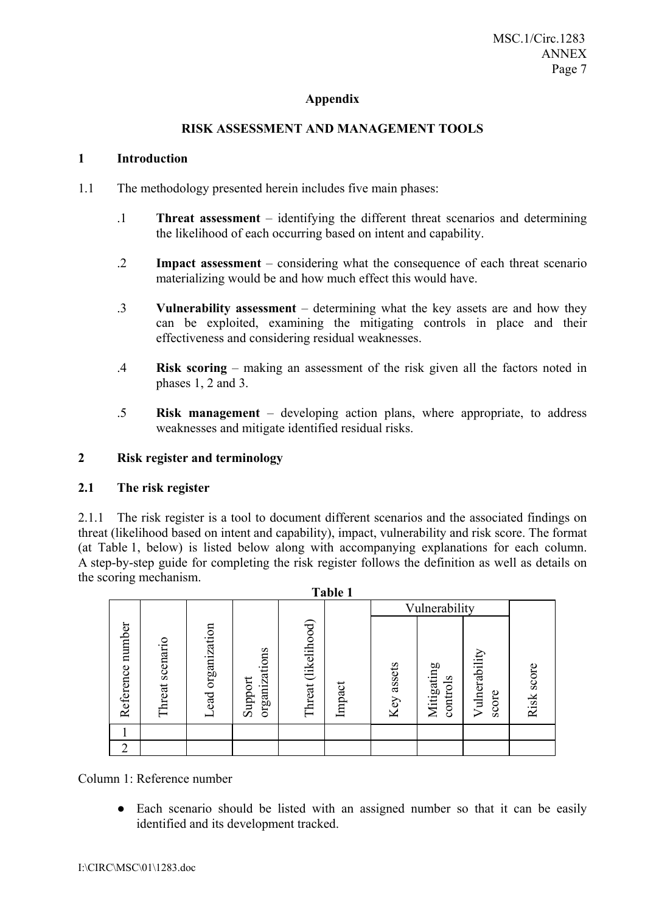## Appendix

## RISK ASSESSMENT AND MANAGEMENT TOOLS

### 1 Introduction

1.1 The methodology presented herein includes five main phases:

.1 **Threat assessment** – identifying the different threat scenarios and determining the likelihood of each occurring based on intent and capability.

.2 **Impact assessment** – considering what the consequence of each threat scenario materializing would be and how much effect this would have.

.3 **Vulnerability assessment** – determining what the key assets are and how they can be exploited, examining the mitigating controls in place and their effectiveness and considering residual weaknesses.

.4 **Risk scoring** – making an assessment of the risk given all the factors noted in phases 1, 2 and 3.

.5 **Risk management** – developing action plans, where appropriate, to address weaknesses and mitigate identified residual risks.

### 2 Risk register and terminology

#### 2.1 The risk register

2.1.1 The risk register is a tool to document different scenarios and the associated findings on threat (likelihood based on intent and capability), impact, vulnerability and risk score. The format (at Table 1, below) is listed below along with accompanying explanations for each column. A step-by-step guide for completing the risk register follows the definition as well as details on the scoring mechanism.

**Table 1**

| Reference number | Threat scenario | Lead organization | Support organizations | Threat (likelihood) | Impact | Vulnerability | | | Risk score |
|---|---|---|---|---|---|---|---|---|---|
| | | | | | | Key assets | Mitigating controls | Vulnerability score | |
| 1 | | | | | | | | | |
| 2 | | | | | | | | | |

Column 1: Reference number

- Each scenario should be listed with an assigned number so that it can be easily identified and its development tracked.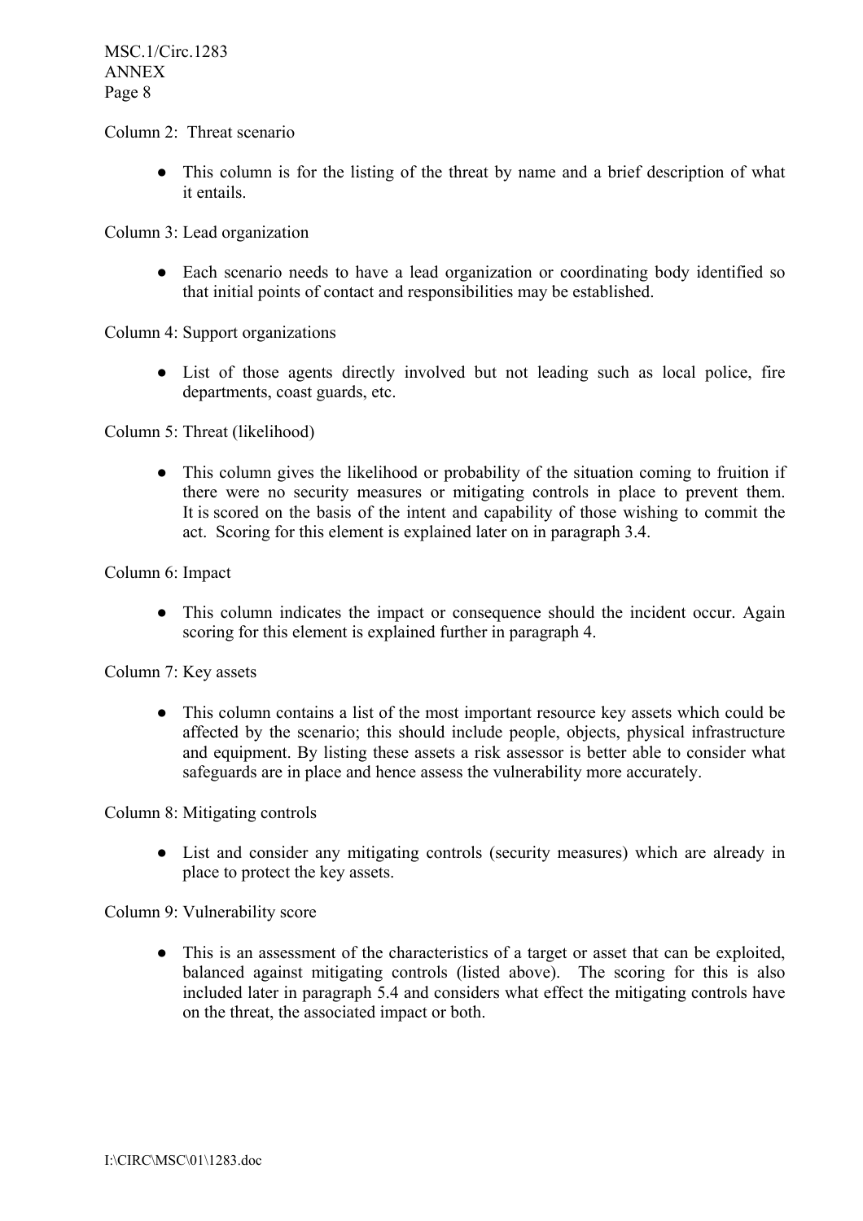Column 2: Threat scenario

- This column is for the listing of the threat by name and a brief description of what it entails.

Column 3: Lead organization

- Each scenario needs to have a lead organization or coordinating body identified so that initial points of contact and responsibilities may be established.

Column 4: Support organizations

- List of those agents directly involved but not leading such as local police, fire departments, coast guards, etc.

Column 5: Threat (likelihood)

- This column gives the likelihood or probability of the situation coming to fruition if there were no security measures or mitigating controls in place to prevent them. It is scored on the basis of the intent and capability of those wishing to commit the act. Scoring for this element is explained later on in paragraph 3.4.

Column 6: Impact

- This column indicates the impact or consequence should the incident occur. Again scoring for this element is explained further in paragraph 4.

Column 7: Key assets

- This column contains a list of the most important resource key assets which could be affected by the scenario; this should include people, objects, physical infrastructure and equipment. By listing these assets a risk assessor is better able to consider what safeguards are in place and hence assess the vulnerability more accurately.

Column 8: Mitigating controls

- List and consider any mitigating controls (security measures) which are already in place to protect the key assets.

Column 9: Vulnerability score

- This is an assessment of the characteristics of a target or asset that can be exploited, balanced against mitigating controls (listed above). The scoring for this is also included later in paragraph 5.4 and considers what effect the mitigating controls have on the threat, the associated impact or both.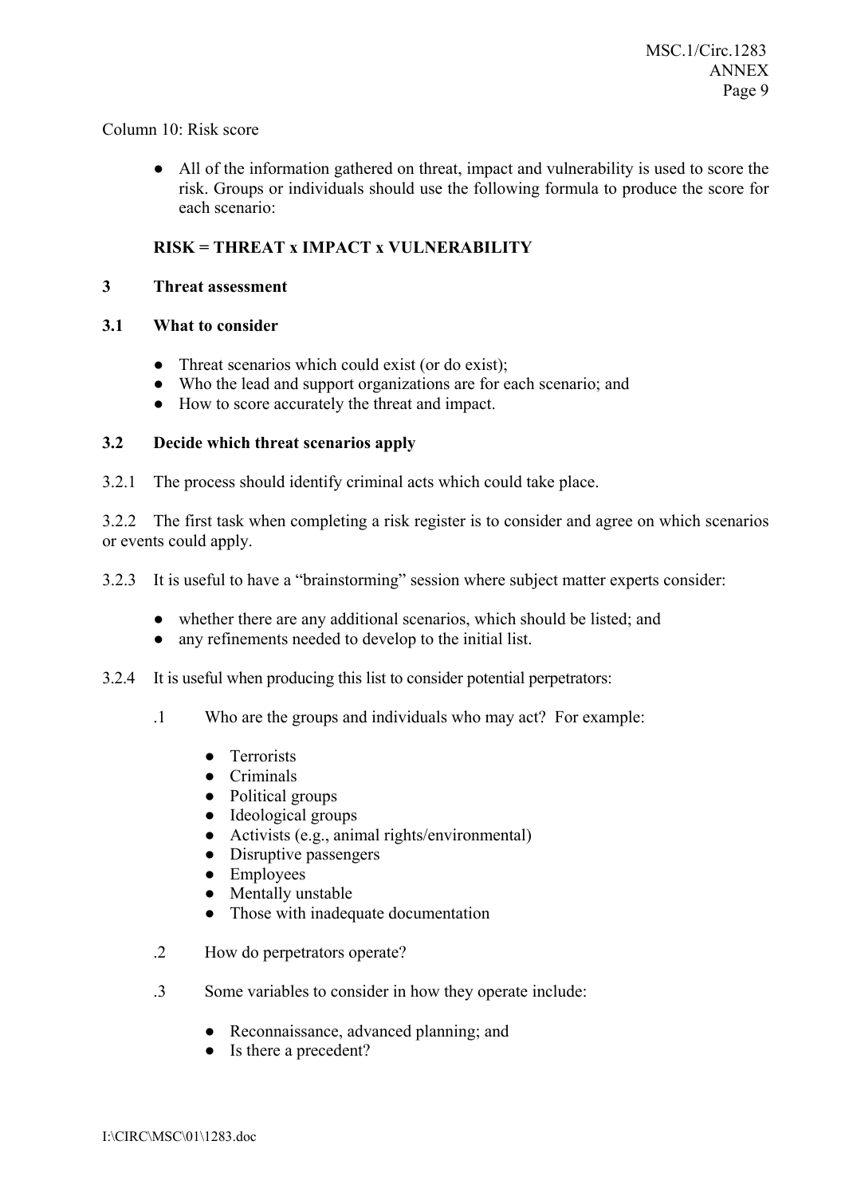Column 10: Risk score

- All of the information gathered on threat, impact and vulnerability is used to score the risk. Groups or individuals should use the following formula to produce the score for each scenario:

**RISK = THREAT x IMPACT x VULNERABILITY**

## 3 Threat assessment

### 3.1 What to consider

- Threat scenarios which could exist (or do exist);
- Who the lead and support organizations are for each scenario; and
- How to score accurately the threat and impact.

### 3.2 Decide which threat scenarios apply

3.2.1 The process should identify criminal acts which could take place.

3.2.2 The first task when completing a risk register is to consider and agree on which scenarios or events could apply.

3.2.3 It is useful to have a "brainstorming" session where subject matter experts consider:

- whether there are any additional scenarios, which should be listed; and
- any refinements needed to develop to the initial list.

3.2.4 It is useful when producing this list to consider potential perpetrators:

.1 Who are the groups and individuals who may act? For example:

- Terrorists
- Criminals
- Political groups
- Ideological groups
- Activists (e.g., animal rights/environmental)
- Disruptive passengers
- Employees
- Mentally unstable
- Those with inadequate documentation

.2 How do perpetrators operate?

.3 Some variables to consider in how they operate include:

- Reconnaissance, advanced planning; and
- Is there a precedent?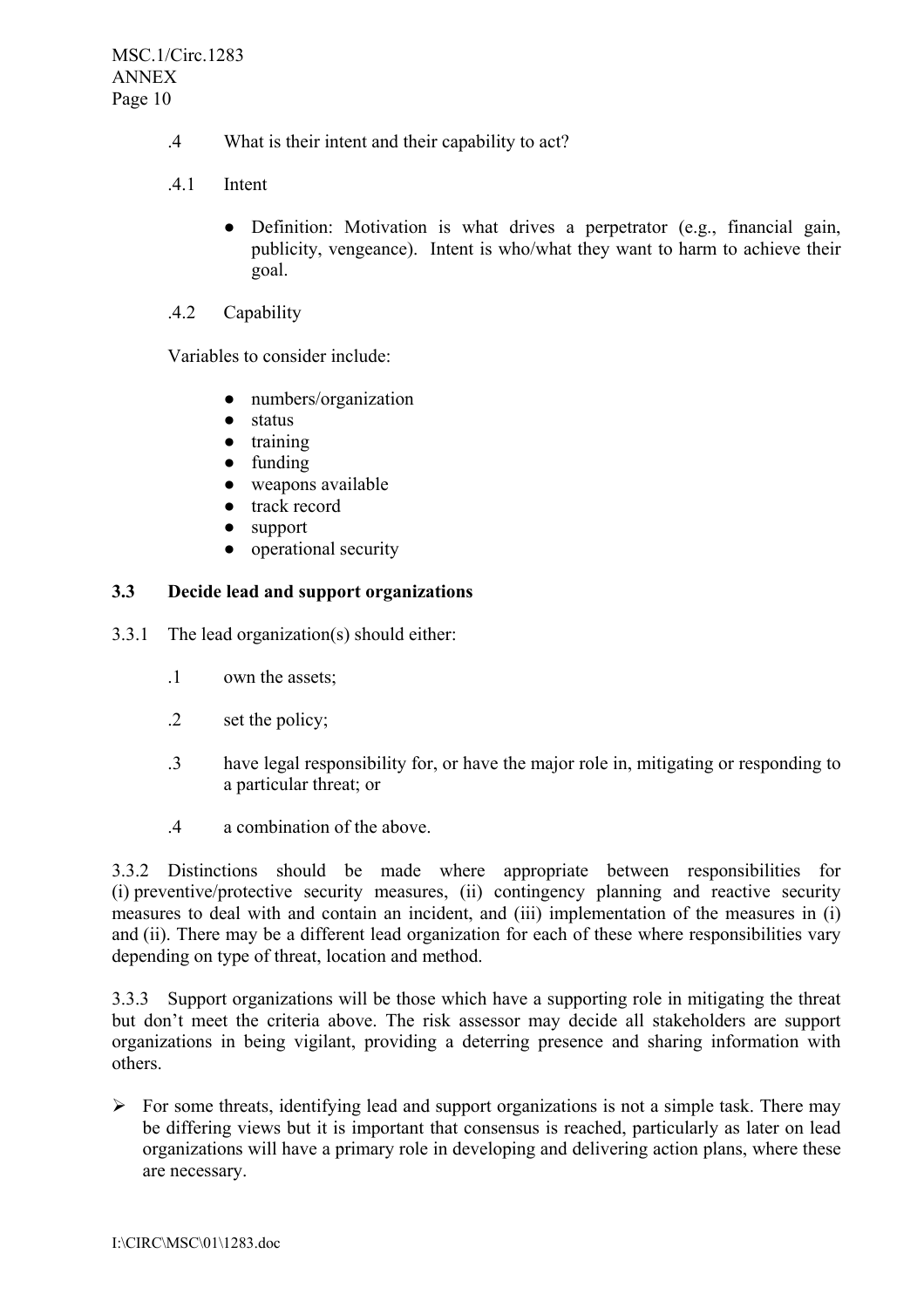.4 What is their intent and their capability to act?

.4.1 Intent

- Definition: Motivation is what drives a perpetrator (e.g., financial gain, publicity, vengeance). Intent is who/what they want to harm to achieve their goal.

.4.2 Capability

Variables to consider include:

- numbers/organization
- status
- training
- funding
- weapons available
- track record
- support
- operational security

### 3.3 Decide lead and support organizations

3.3.1 The lead organization(s) should either:

.1 own the assets;

.2 set the policy;

.3 have legal responsibility for, or have the major role in, mitigating or responding to a particular threat; or

.4 a combination of the above.

3.3.2 Distinctions should be made where appropriate between responsibilities for (i) preventive/protective security measures, (ii) contingency planning and reactive security measures to deal with and contain an incident, and (iii) implementation of the measures in (i) and (ii). There may be a different lead organization for each of these where responsibilities vary depending on type of threat, location and method.

3.3.3 Support organizations will be those which have a supporting role in mitigating the threat but don't meet the criteria above. The risk assessor may decide all stakeholders are support organizations in being vigilant, providing a deterring presence and sharing information with others.

➢ For some threats, identifying lead and support organizations is not a simple task. There may be differing views but it is important that consensus is reached, particularly as later on lead organizations will have a primary role in developing and delivering action plans, where these are necessary.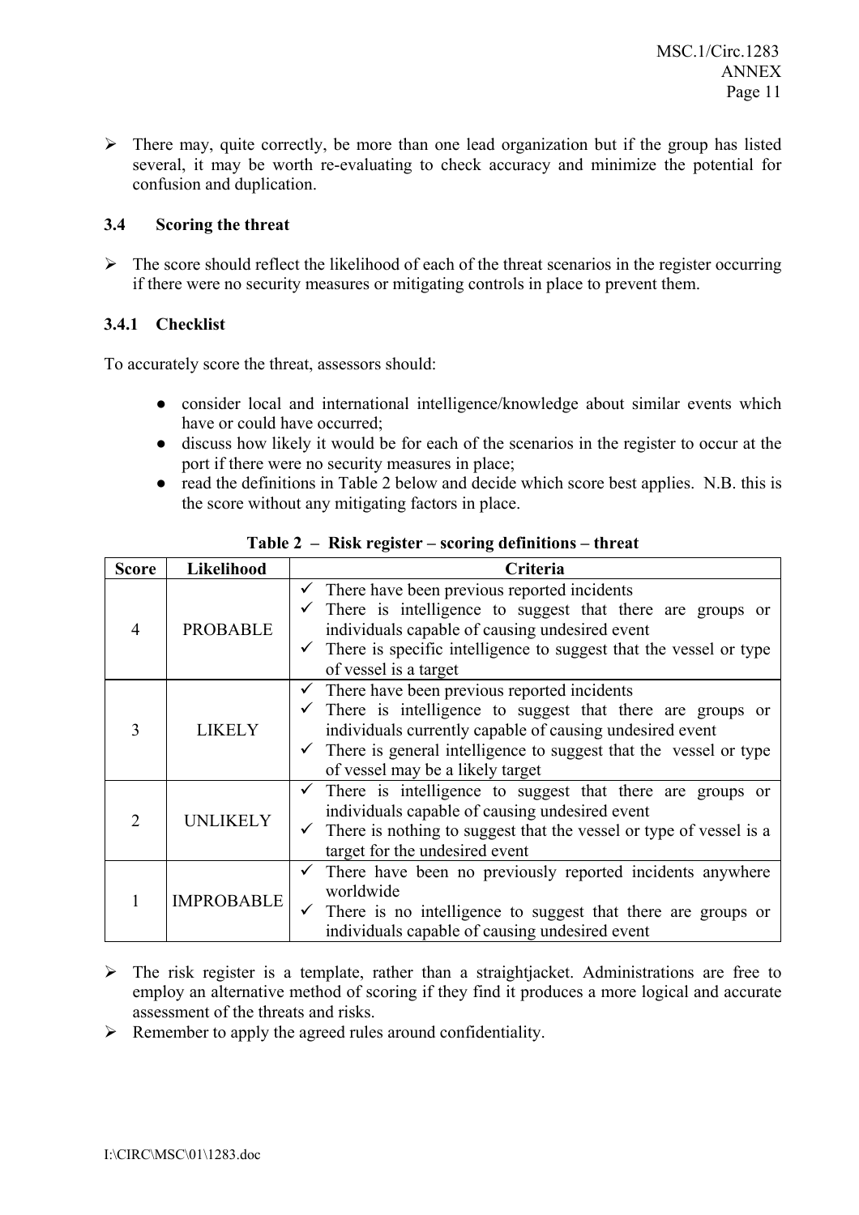- There may, quite correctly, be more than one lead organization but if the group has listed several, it may be worth re-evaluating to check accuracy and minimize the potential for confusion and duplication.

### 3.4 Scoring the threat

- The score should reflect the likelihood of each of the threat scenarios in the register occurring if there were no security measures or mitigating controls in place to prevent them.

#### 3.4.1 Checklist

To accurately score the threat, assessors should:

- consider local and international intelligence/knowledge about similar events which have or could have occurred;
- discuss how likely it would be for each of the scenarios in the register to occur at the port if there were no security measures in place;
- read the definitions in Table 2 below and decide which score best applies. N.B. this is the score without any mitigating factors in place.

**Table 2 – Risk register – scoring definitions – threat**

| Score | Likelihood | Criteria |
|---|---|---|
| 4 | PROBABLE | ✓ There have been previous reported incidents<br>✓ There is intelligence to suggest that there are groups or individuals capable of causing undesired event<br>✓ There is specific intelligence to suggest that the vessel or type of vessel is a target |
| 3 | LIKELY | ✓ There have been previous reported incidents<br>✓ There is intelligence to suggest that there are groups or individuals currently capable of causing undesired event<br>✓ There is general intelligence to suggest that the vessel or type of vessel may be a likely target |
| 2 | UNLIKELY | ✓ There is intelligence to suggest that there are groups or individuals capable of causing undesired event<br>✓ There is nothing to suggest that the vessel or type of vessel is a target for the undesired event |
| 1 | IMPROBABLE | ✓ There have been no previously reported incidents anywhere worldwide<br>✓ There is no intelligence to suggest that there are groups or individuals capable of causing undesired event |

- The risk register is a template, rather than a straightjacket. Administrations are free to employ an alternative method of scoring if they find it produces a more logical and accurate assessment of the threats and risks.
- Remember to apply the agreed rules around confidentiality.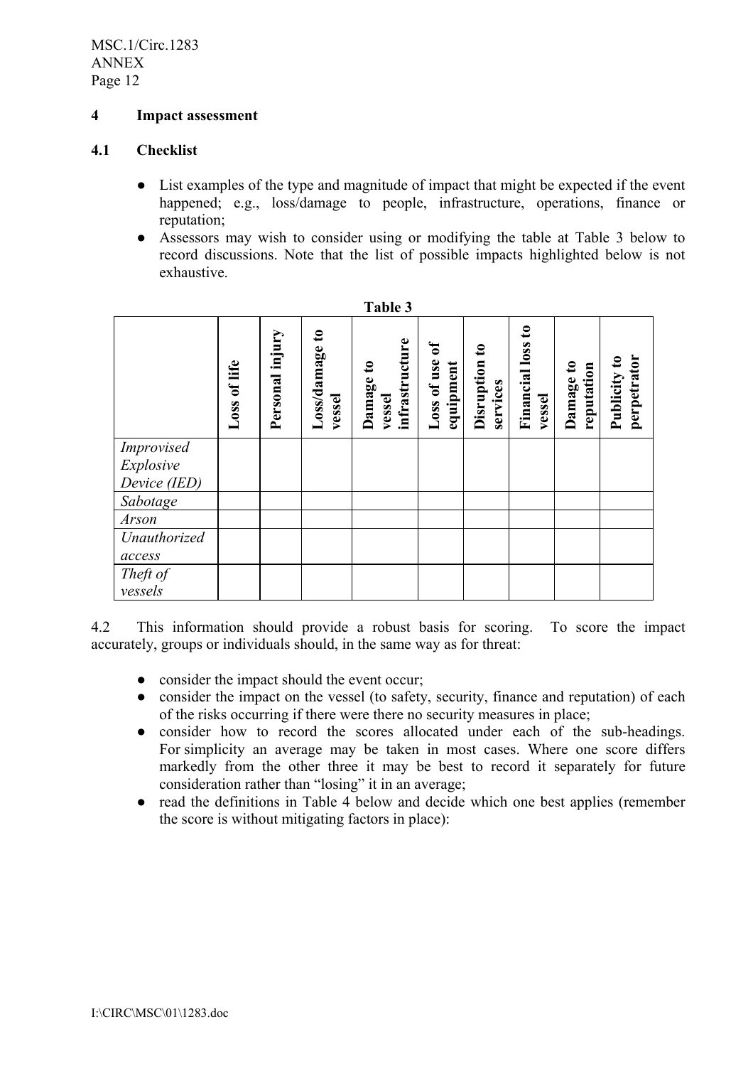## 4 Impact assessment

### 4.1 Checklist

- List examples of the type and magnitude of impact that might be expected if the event happened; e.g., loss/damage to people, infrastructure, operations, finance or reputation;
- Assessors may wish to consider using or modifying the table at Table 3 below to record discussions. Note that the list of possible impacts highlighted below is not exhaustive.

**Table 3**

| | **Loss of life** | **Personal injury** | **Loss/damage to vessel** | **Damage to vessel infrastructure** | **Loss of use of equipment** | **Disruption to services** | **Financial loss to vessel** | **Damage to reputation** | **Publicity to perpetrator** |
|---|---|---|---|---|---|---|---|---|---|
| *Improvised Explosive Device (IED)* | | | | | | | | | |
| *Sabotage* | | | | | | | | | |
| *Arson* | | | | | | | | | |
| *Unauthorized access* | | | | | | | | | |
| *Theft of vessels* | | | | | | | | | |

4.2 This information should provide a robust basis for scoring. To score the impact accurately, groups or individuals should, in the same way as for threat:

- consider the impact should the event occur;
- consider the impact on the vessel (to safety, security, finance and reputation) of each of the risks occurring if there were there no security measures in place;
- consider how to record the scores allocated under each of the sub-headings. For simplicity an average may be taken in most cases. Where one score differs markedly from the other three it may be best to record it separately for future consideration rather than "losing" it in an average;
- read the definitions in Table 4 below and decide which one best applies (remember the score is without mitigating factors in place):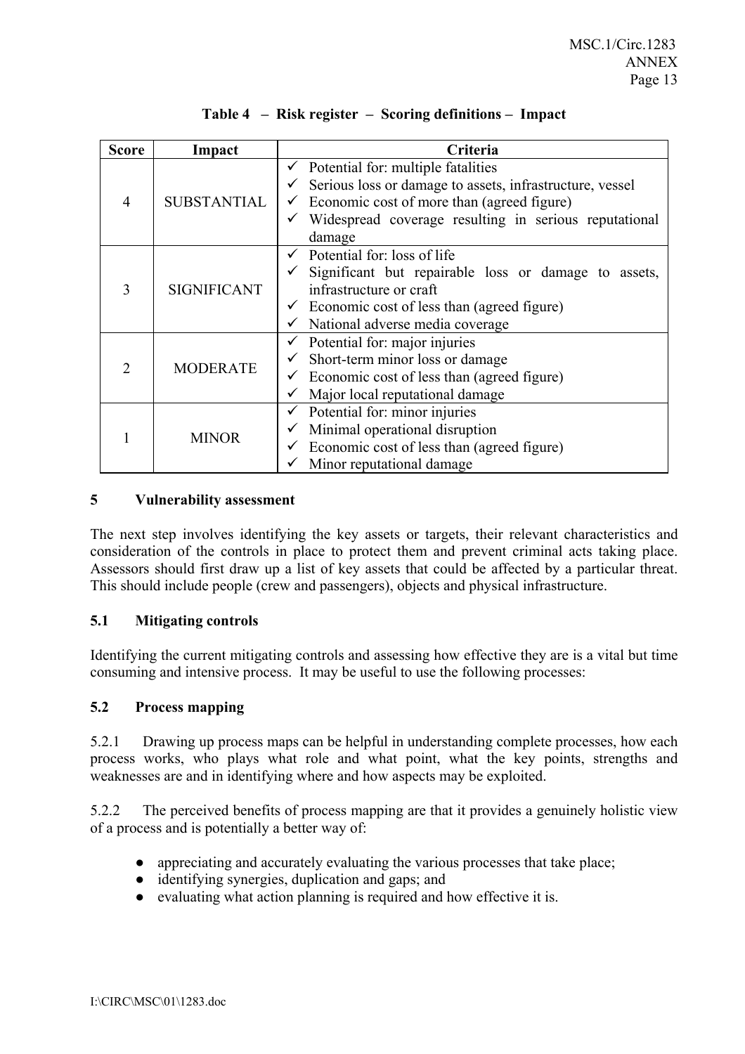**Table 4 – Risk register – Scoring definitions – Impact**

| Score | Impact | Criteria |
|---|---|---|
| 4 | SUBSTANTIAL | ✓ Potential for: multiple fatalities<br>✓ Serious loss or damage to assets, infrastructure, vessel<br>✓ Economic cost of more than (agreed figure)<br>✓ Widespread coverage resulting in serious reputational damage |
| 3 | SIGNIFICANT | ✓ Potential for: loss of life<br>✓ Significant but repairable loss or damage to assets, infrastructure or craft<br>✓ Economic cost of less than (agreed figure)<br>✓ National adverse media coverage |
| 2 | MODERATE | ✓ Potential for: major injuries<br>✓ Short-term minor loss or damage<br>✓ Economic cost of less than (agreed figure)<br>✓ Major local reputational damage |
| 1 | MINOR | ✓ Potential for: minor injuries<br>✓ Minimal operational disruption<br>✓ Economic cost of less than (agreed figure)<br>✓ Minor reputational damage |

## 5 Vulnerability assessment

The next step involves identifying the key assets or targets, their relevant characteristics and consideration of the controls in place to protect them and prevent criminal acts taking place. Assessors should first draw up a list of key assets that could be affected by a particular threat. This should include people (crew and passengers), objects and physical infrastructure.

### 5.1 Mitigating controls

Identifying the current mitigating controls and assessing how effective they are is a vital but time consuming and intensive process. It may be useful to use the following processes:

### 5.2 Process mapping

5.2.1 Drawing up process maps can be helpful in understanding complete processes, how each process works, who plays what role and what point, what the key points, strengths and weaknesses are and in identifying where and how aspects may be exploited.

5.2.2 The perceived benefits of process mapping are that it provides a genuinely holistic view of a process and is potentially a better way of:

- appreciating and accurately evaluating the various processes that take place;
- identifying synergies, duplication and gaps; and
- evaluating what action planning is required and how effective it is.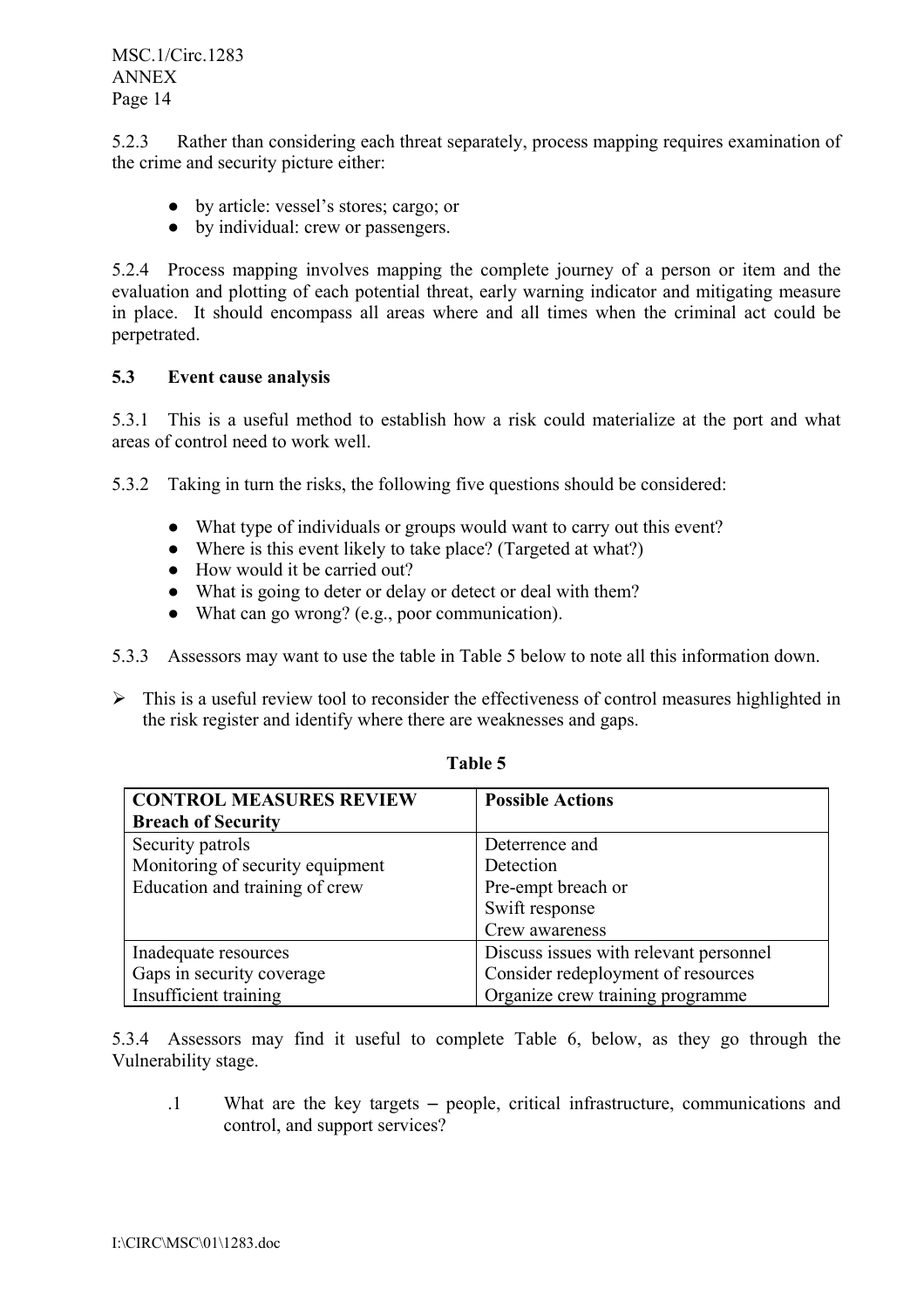5.2.3 Rather than considering each threat separately, process mapping requires examination of the crime and security picture either:

- by article: vessel's stores; cargo; or
- by individual: crew or passengers.

5.2.4 Process mapping involves mapping the complete journey of a person or item and the evaluation and plotting of each potential threat, early warning indicator and mitigating measure in place. It should encompass all areas where and all times when the criminal act could be perpetrated.

### 5.3 Event cause analysis

5.3.1 This is a useful method to establish how a risk could materialize at the port and what areas of control need to work well.

5.3.2 Taking in turn the risks, the following five questions should be considered:

- What type of individuals or groups would want to carry out this event?
- Where is this event likely to take place? (Targeted at what?)
- How would it be carried out?
- What is going to deter or delay or detect or deal with them?
- What can go wrong? (e.g., poor communication).

5.3.3 Assessors may want to use the table in Table 5 below to note all this information down.

- This is a useful review tool to reconsider the effectiveness of control measures highlighted in the risk register and identify where there are weaknesses and gaps.

**Table 5**

| **CONTROL MEASURES REVIEW**<br>**Breach of Security** | **Possible Actions** |
|---|---|
| Security patrols<br>Monitoring of security equipment<br>Education and training of crew | Deterrence and<br>Detection<br>Pre-empt breach or<br>Swift response<br>Crew awareness |
| Inadequate resources<br>Gaps in security coverage<br>Insufficient training | Discuss issues with relevant personnel<br>Consider redeployment of resources<br>Organize crew training programme |

5.3.4 Assessors may find it useful to complete Table 6, below, as they go through the Vulnerability stage.

.1 What are the key targets – people, critical infrastructure, communications and control, and support services?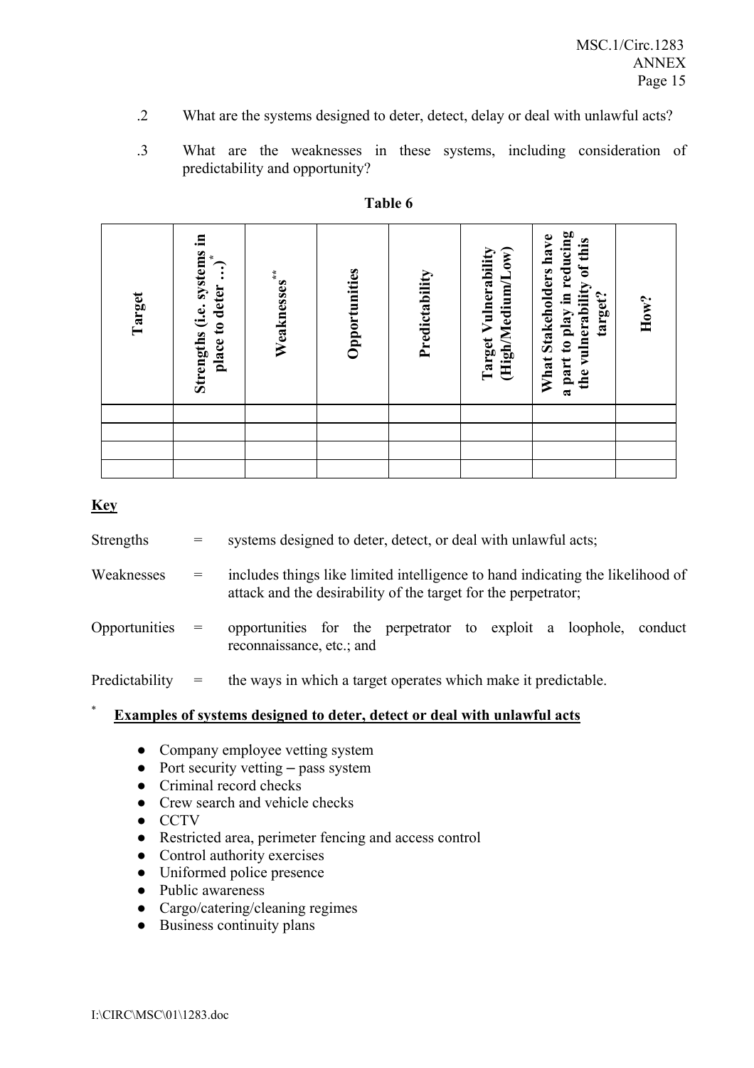.2 What are the systems designed to deter, detect, delay or deal with unlawful acts?

.3 What are the weaknesses in these systems, including consideration of predictability and opportunity?

**Table 6**

| Target | Strengths (i.e. systems in place to deter …)* | Weaknesses** | Opportunities | Predictability | Target Vulnerability (High/Medium/Low) | What Stakeholders have a part to play in reducing the vulnerability of this target? | How? |
|---|---|---|---|---|---|---|---|
| | | | | | | | |
| | | | | | | | |
| | | | | | | | |
| | | | | | | | |

**Key**

Strengths = systems designed to deter, detect, or deal with unlawful acts;

Weaknesses = includes things like limited intelligence to hand indicating the likelihood of attack and the desirability of the target for the perpetrator;

Opportunities = opportunities for the perpetrator to exploit a loophole, conduct reconnaissance, etc.; and

Predictability = the ways in which a target operates which make it predictable.

\* **Examples of systems designed to deter, detect or deal with unlawful acts**

- Company employee vetting system
- Port security vetting – pass system
- Criminal record checks
- Crew search and vehicle checks
- CCTV
- Restricted area, perimeter fencing and access control
- Control authority exercises
- Uniformed police presence
- Public awareness
- Cargo/catering/cleaning regimes
- Business continuity plans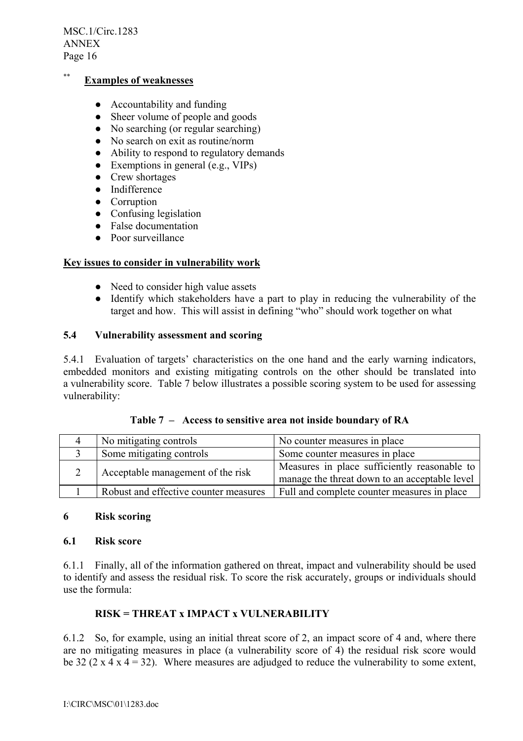** **Examples of weaknesses**

- Accountability and funding
- Sheer volume of people and goods
- No searching (or regular searching)
- No search on exit as routine/norm
- Ability to respond to regulatory demands
- Exemptions in general (e.g., VIPs)
- Crew shortages
- Indifference
- Corruption
- Confusing legislation
- False documentation
- Poor surveillance

**Key issues to consider in vulnerability work**

- Need to consider high value assets
- Identify which stakeholders have a part to play in reducing the vulnerability of the target and how. This will assist in defining "who" should work together on what

### 5.4 Vulnerability assessment and scoring

5.4.1 Evaluation of targets' characteristics on the one hand and the early warning indicators, embedded monitors and existing mitigating controls on the other should be translated into a vulnerability score. Table 7 below illustrates a possible scoring system to be used for assessing vulnerability:

**Table 7 – Access to sensitive area not inside boundary of RA**

| | | |
|---|---|---|
| 4 | No mitigating controls | No counter measures in place |
| 3 | Some mitigating controls | Some counter measures in place |
| 2 | Acceptable management of the risk | Measures in place sufficiently reasonable to manage the threat down to an acceptable level |
| 1 | Robust and effective counter measures | Full and complete counter measures in place |

## 6 Risk scoring

### 6.1 Risk score

6.1.1 Finally, all of the information gathered on threat, impact and vulnerability should be used to identify and assess the residual risk. To score the risk accurately, groups or individuals should use the formula:

**RISK = THREAT x IMPACT x VULNERABILITY**

6.1.2 So, for example, using an initial threat score of 2, an impact score of 4 and, where there are no mitigating measures in place (a vulnerability score of 4) the residual risk score would be 32 (2 x 4 x 4 = 32). Where measures are adjudged to reduce the vulnerability to some extent,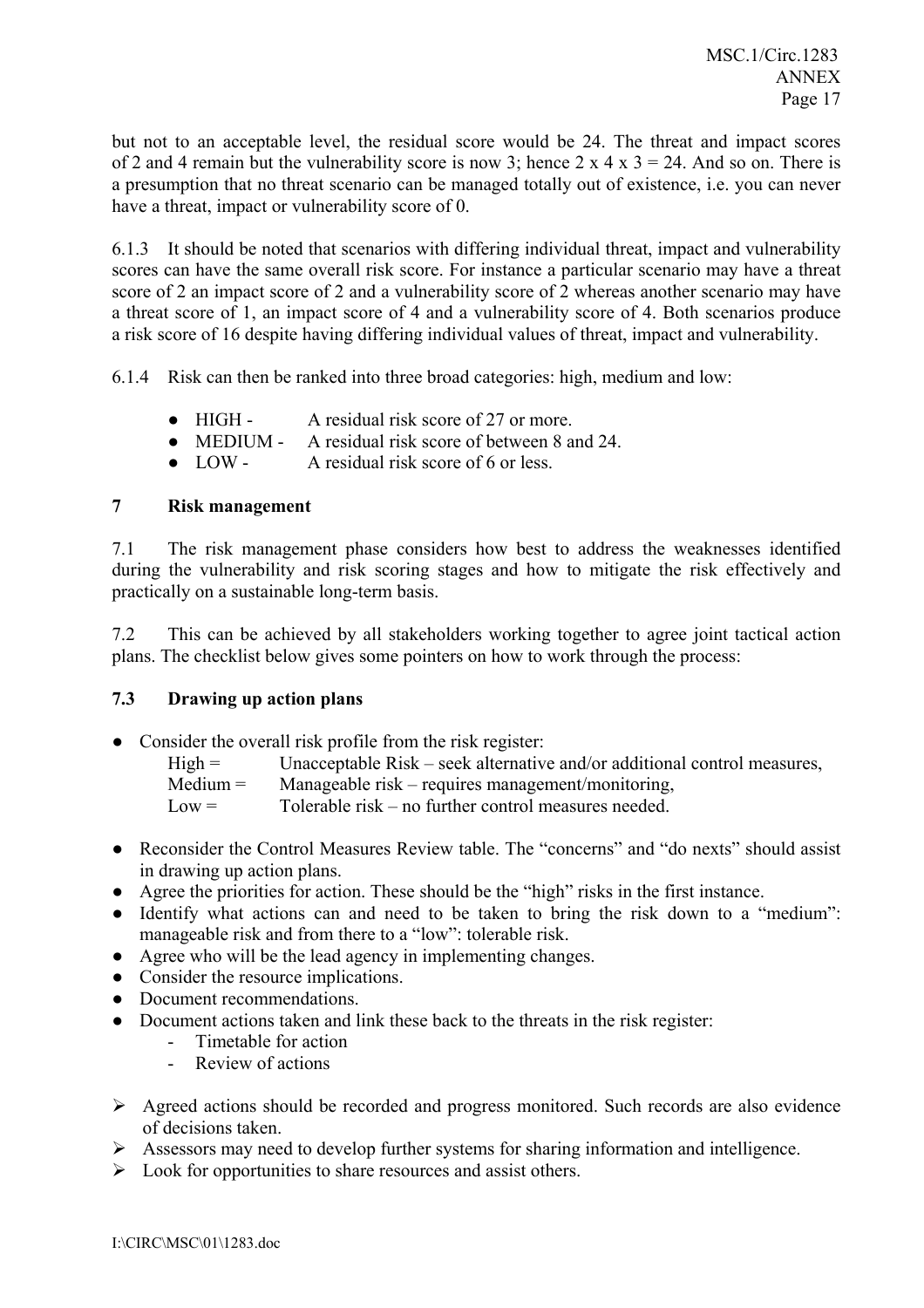but not to an acceptable level, the residual score would be 24. The threat and impact scores of 2 and 4 remain but the vulnerability score is now 3; hence 2 x 4 x 3 = 24. And so on. There is a presumption that no threat scenario can be managed totally out of existence, i.e. you can never have a threat, impact or vulnerability score of 0.

6.1.3 It should be noted that scenarios with differing individual threat, impact and vulnerability scores can have the same overall risk score. For instance a particular scenario may have a threat score of 2 an impact score of 2 and a vulnerability score of 2 whereas another scenario may have a threat score of 1, an impact score of 4 and a vulnerability score of 4. Both scenarios produce a risk score of 16 despite having differing individual values of threat, impact and vulnerability.

6.1.4 Risk can then be ranked into three broad categories: high, medium and low:

- HIGH - A residual risk score of 27 or more.
- MEDIUM - A residual risk score of between 8 and 24.
- LOW - A residual risk score of 6 or less.

## 7 Risk management

7.1 The risk management phase considers how best to address the weaknesses identified during the vulnerability and risk scoring stages and how to mitigate the risk effectively and practically on a sustainable long-term basis.

7.2 This can be achieved by all stakeholders working together to agree joint tactical action plans. The checklist below gives some pointers on how to work through the process:

### 7.3 Drawing up action plans

- Consider the overall risk profile from the risk register:
  - High = Unacceptable Risk – seek alternative and/or additional control measures,
  - Medium = Manageable risk – requires management/monitoring,
  - Low = Tolerable risk – no further control measures needed.
- Reconsider the Control Measures Review table. The "concerns" and "do nexts" should assist in drawing up action plans.
- Agree the priorities for action. These should be the "high" risks in the first instance.
- Identify what actions can and need to be taken to bring the risk down to a "medium": manageable risk and from there to a "low": tolerable risk.
- Agree who will be the lead agency in implementing changes.
- Consider the resource implications.
- Document recommendations.
- Document actions taken and link these back to the threats in the risk register:
  - Timetable for action
  - Review of actions

- Agreed actions should be recorded and progress monitored. Such records are also evidence of decisions taken.
- Assessors may need to develop further systems for sharing information and intelligence.
- Look for opportunities to share resources and assist others.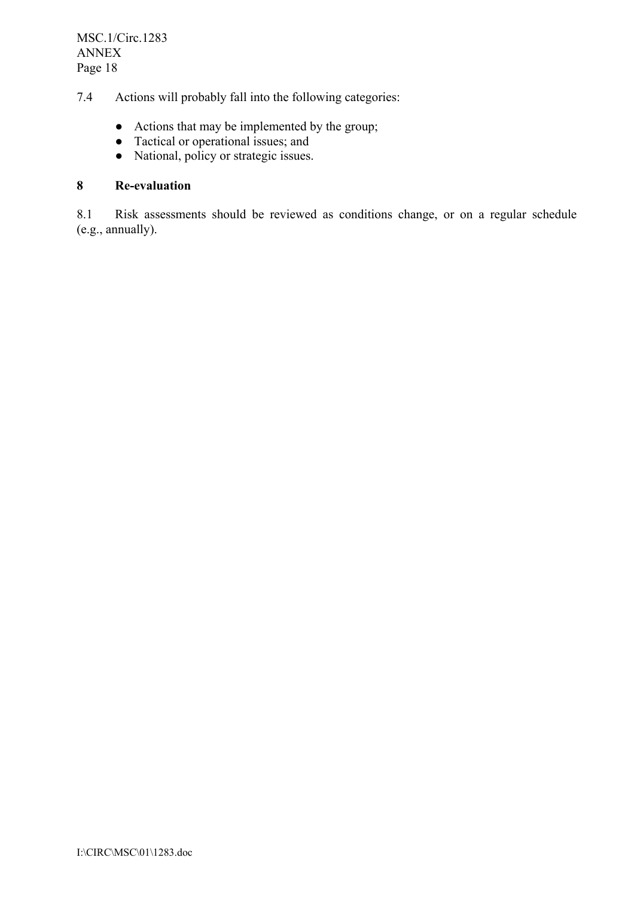7.4 Actions will probably fall into the following categories:

- Actions that may be implemented by the group;
- Tactical or operational issues; and
- National, policy or strategic issues.

## 8 Re-evaluation

8.1 Risk assessments should be reviewed as conditions change, or on a regular schedule (e.g., annually).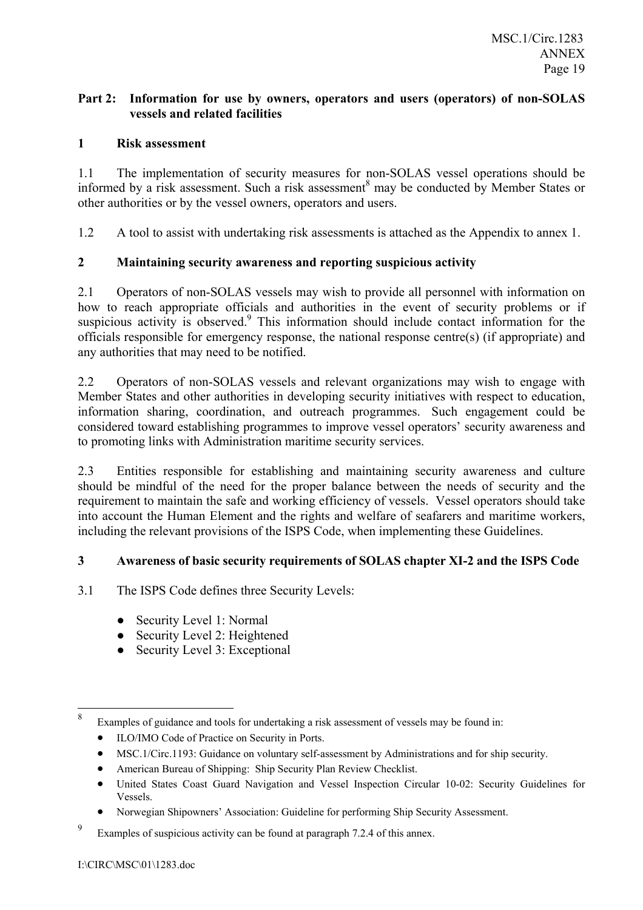## Part 2: Information for use by owners, operators and users (operators) of non-SOLAS vessels and related facilities

### 1 Risk assessment

1.1 The implementation of security measures for non-SOLAS vessel operations should be informed by a risk assessment. Such a risk assessment[8] may be conducted by Member States or other authorities or by the vessel owners, operators and users.

1.2 A tool to assist with undertaking risk assessments is attached as the Appendix to annex 1.

### 2 Maintaining security awareness and reporting suspicious activity

2.1 Operators of non-SOLAS vessels may wish to provide all personnel with information on how to reach appropriate officials and authorities in the event of security problems or if suspicious activity is observed.[9] This information should include contact information for the officials responsible for emergency response, the national response centre(s) (if appropriate) and any authorities that may need to be notified.

2.2 Operators of non-SOLAS vessels and relevant organizations may wish to engage with Member States and other authorities in developing security initiatives with respect to education, information sharing, coordination, and outreach programmes. Such engagement could be considered toward establishing programmes to improve vessel operators' security awareness and to promoting links with Administration maritime security services.

2.3 Entities responsible for establishing and maintaining security awareness and culture should be mindful of the need for the proper balance between the needs of security and the requirement to maintain the safe and working efficiency of vessels. Vessel operators should take into account the Human Element and the rights and welfare of seafarers and maritime workers, including the relevant provisions of the ISPS Code, when implementing these Guidelines.

### 3 Awareness of basic security requirements of SOLAS chapter XI-2 and the ISPS Code

3.1 The ISPS Code defines three Security Levels:

- Security Level 1: Normal
- Security Level 2: Heightened
- Security Level 3: Exceptional

---

[8] Examples of guidance and tools for undertaking a risk assessment of vessels may be found in:

- ILO/IMO Code of Practice on Security in Ports.
- MSC.1/Circ.1193: Guidance on voluntary self-assessment by Administrations and for ship security.
- American Bureau of Shipping: Ship Security Plan Review Checklist.
- United States Coast Guard Navigation and Vessel Inspection Circular 10-02: Security Guidelines for Vessels.
- Norwegian Shipowners' Association: Guideline for performing Ship Security Assessment.

[9] Examples of suspicious activity can be found at paragraph 7.2.4 of this annex.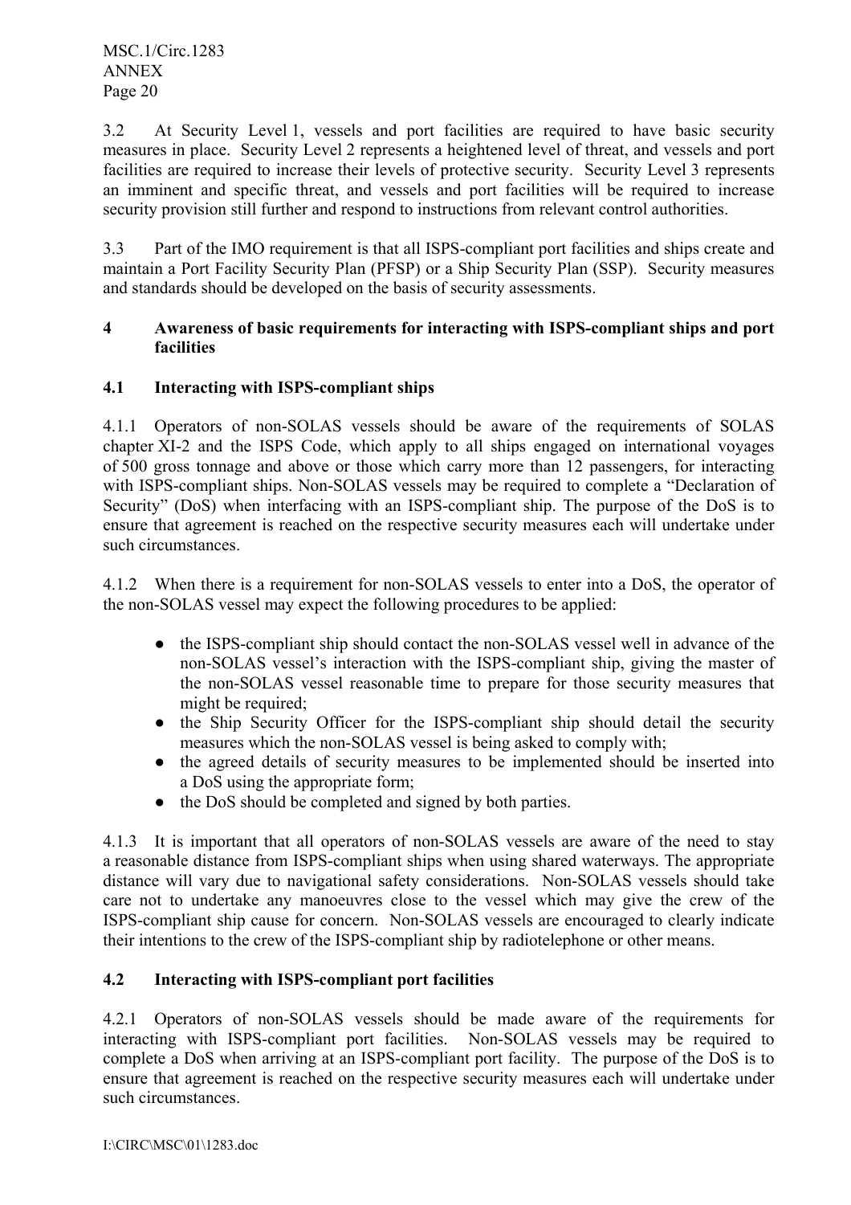3.2 At Security Level 1, vessels and port facilities are required to have basic security measures in place. Security Level 2 represents a heightened level of threat, and vessels and port facilities are required to increase their levels of protective security. Security Level 3 represents an imminent and specific threat, and vessels and port facilities will be required to increase security provision still further and respond to instructions from relevant control authorities.

3.3 Part of the IMO requirement is that all ISPS-compliant port facilities and ships create and maintain a Port Facility Security Plan (PFSP) or a Ship Security Plan (SSP). Security measures and standards should be developed on the basis of security assessments.

## 4 Awareness of basic requirements for interacting with ISPS-compliant ships and port facilities

### 4.1 Interacting with ISPS-compliant ships

4.1.1 Operators of non-SOLAS vessels should be aware of the requirements of SOLAS chapter XI-2 and the ISPS Code, which apply to all ships engaged on international voyages of 500 gross tonnage and above or those which carry more than 12 passengers, for interacting with ISPS-compliant ships. Non-SOLAS vessels may be required to complete a "Declaration of Security" (DoS) when interfacing with an ISPS-compliant ship. The purpose of the DoS is to ensure that agreement is reached on the respective security measures each will undertake under such circumstances.

4.1.2 When there is a requirement for non-SOLAS vessels to enter into a DoS, the operator of the non-SOLAS vessel may expect the following procedures to be applied:

- the ISPS-compliant ship should contact the non-SOLAS vessel well in advance of the non-SOLAS vessel's interaction with the ISPS-compliant ship, giving the master of the non-SOLAS vessel reasonable time to prepare for those security measures that might be required;
- the Ship Security Officer for the ISPS-compliant ship should detail the security measures which the non-SOLAS vessel is being asked to comply with;
- the agreed details of security measures to be implemented should be inserted into a DoS using the appropriate form;
- the DoS should be completed and signed by both parties.

4.1.3 It is important that all operators of non-SOLAS vessels are aware of the need to stay a reasonable distance from ISPS-compliant ships when using shared waterways. The appropriate distance will vary due to navigational safety considerations. Non-SOLAS vessels should take care not to undertake any manoeuvres close to the vessel which may give the crew of the ISPS-compliant ship cause for concern. Non-SOLAS vessels are encouraged to clearly indicate their intentions to the crew of the ISPS-compliant ship by radiotelephone or other means.

### 4.2 Interacting with ISPS-compliant port facilities

4.2.1 Operators of non-SOLAS vessels should be made aware of the requirements for interacting with ISPS-compliant port facilities. Non-SOLAS vessels may be required to complete a DoS when arriving at an ISPS-compliant port facility. The purpose of the DoS is to ensure that agreement is reached on the respective security measures each will undertake under such circumstances.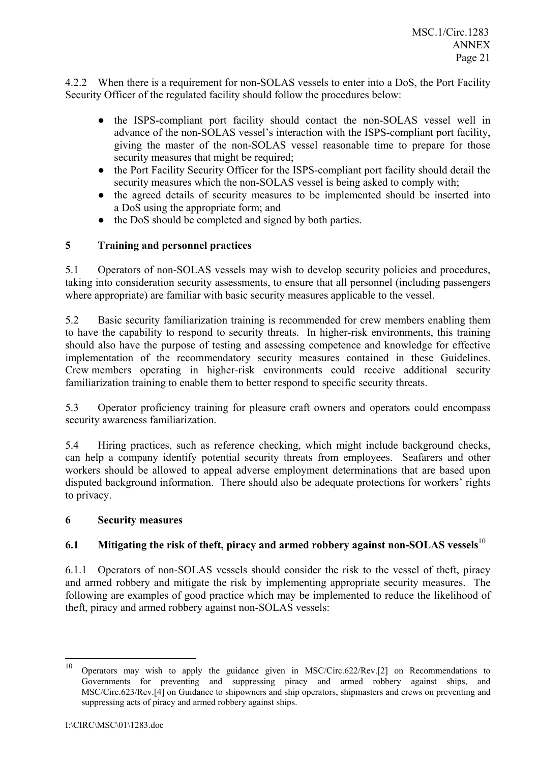4.2.2 When there is a requirement for non-SOLAS vessels to enter into a DoS, the Port Facility Security Officer of the regulated facility should follow the procedures below:

- the ISPS-compliant port facility should contact the non-SOLAS vessel well in advance of the non-SOLAS vessel's interaction with the ISPS-compliant port facility, giving the master of the non-SOLAS vessel reasonable time to prepare for those security measures that might be required;
- the Port Facility Security Officer for the ISPS-compliant port facility should detail the security measures which the non-SOLAS vessel is being asked to comply with;
- the agreed details of security measures to be implemented should be inserted into a DoS using the appropriate form; and
- the DoS should be completed and signed by both parties.

## 5 Training and personnel practices

5.1 Operators of non-SOLAS vessels may wish to develop security policies and procedures, taking into consideration security assessments, to ensure that all personnel (including passengers where appropriate) are familiar with basic security measures applicable to the vessel.

5.2 Basic security familiarization training is recommended for crew members enabling them to have the capability to respond to security threats. In higher-risk environments, this training should also have the purpose of testing and assessing competence and knowledge for effective implementation of the recommendatory security measures contained in these Guidelines. Crew members operating in higher-risk environments could receive additional security familiarization training to enable them to better respond to specific security threats.

5.3 Operator proficiency training for pleasure craft owners and operators could encompass security awareness familiarization.

5.4 Hiring practices, such as reference checking, which might include background checks, can help a company identify potential security threats from employees. Seafarers and other workers should be allowed to appeal adverse employment determinations that are based upon disputed background information. There should also be adequate protections for workers' rights to privacy.

## 6 Security measures

### 6.1 Mitigating the risk of theft, piracy and armed robbery against non-SOLAS vessels[10]

6.1.1 Operators of non-SOLAS vessels should consider the risk to the vessel of theft, piracy and armed robbery and mitigate the risk by implementing appropriate security measures. The following are examples of good practice which may be implemented to reduce the likelihood of theft, piracy and armed robbery against non-SOLAS vessels:

---

[10] Operators may wish to apply the guidance given in MSC/Circ.622/Rev.[2] on Recommendations to Governments for preventing and suppressing piracy and armed robbery against ships, and MSC/Circ.623/Rev.[4] on Guidance to shipowners and ship operators, shipmasters and crews on preventing and suppressing acts of piracy and armed robbery against ships.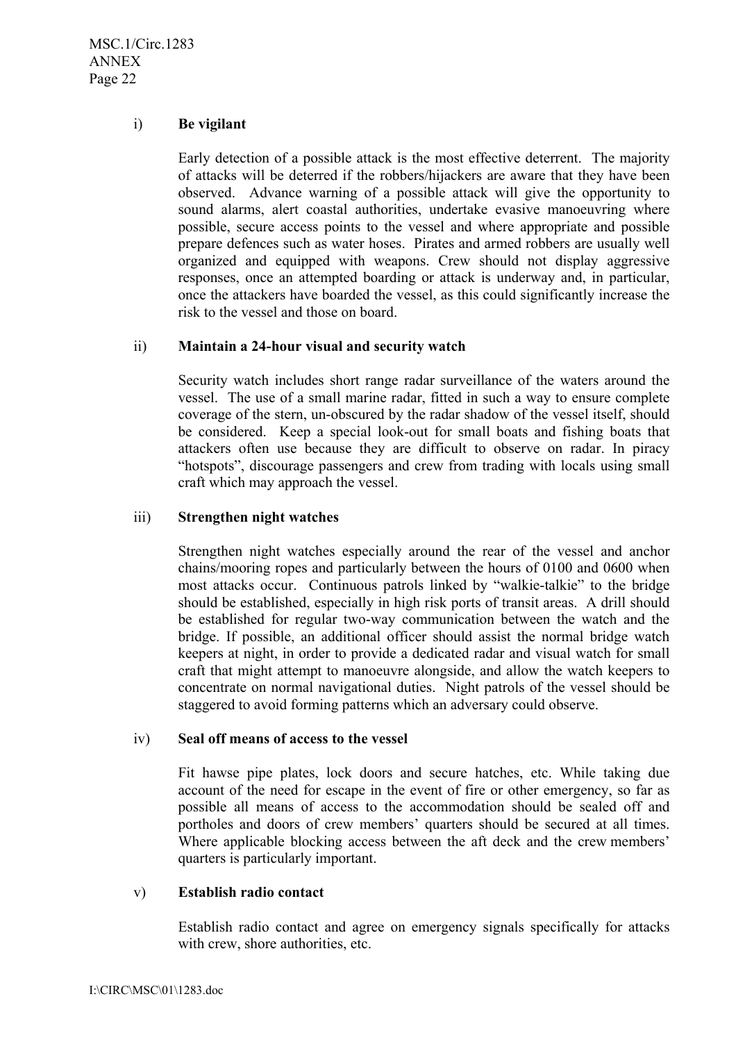i) **Be vigilant**

Early detection of a possible attack is the most effective deterrent. The majority of attacks will be deterred if the robbers/hijackers are aware that they have been observed. Advance warning of a possible attack will give the opportunity to sound alarms, alert coastal authorities, undertake evasive manoeuvring where possible, secure access points to the vessel and where appropriate and possible prepare defences such as water hoses. Pirates and armed robbers are usually well organized and equipped with weapons. Crew should not display aggressive responses, once an attempted boarding or attack is underway and, in particular, once the attackers have boarded the vessel, as this could significantly increase the risk to the vessel and those on board.

ii) **Maintain a 24-hour visual and security watch**

Security watch includes short range radar surveillance of the waters around the vessel. The use of a small marine radar, fitted in such a way to ensure complete coverage of the stern, un-obscured by the radar shadow of the vessel itself, should be considered. Keep a special look-out for small boats and fishing boats that attackers often use because they are difficult to observe on radar. In piracy "hotspots", discourage passengers and crew from trading with locals using small craft which may approach the vessel.

iii) **Strengthen night watches**

Strengthen night watches especially around the rear of the vessel and anchor chains/mooring ropes and particularly between the hours of 0100 and 0600 when most attacks occur. Continuous patrols linked by "walkie-talkie" to the bridge should be established, especially in high risk ports of transit areas. A drill should be established for regular two-way communication between the watch and the bridge. If possible, an additional officer should assist the normal bridge watch keepers at night, in order to provide a dedicated radar and visual watch for small craft that might attempt to manoeuvre alongside, and allow the watch keepers to concentrate on normal navigational duties. Night patrols of the vessel should be staggered to avoid forming patterns which an adversary could observe.

iv) **Seal off means of access to the vessel**

Fit hawse pipe plates, lock doors and secure hatches, etc. While taking due account of the need for escape in the event of fire or other emergency, so far as possible all means of access to the accommodation should be sealed off and portholes and doors of crew members' quarters should be secured at all times. Where applicable blocking access between the aft deck and the crew members' quarters is particularly important.

v) **Establish radio contact**

Establish radio contact and agree on emergency signals specifically for attacks with crew, shore authorities, etc.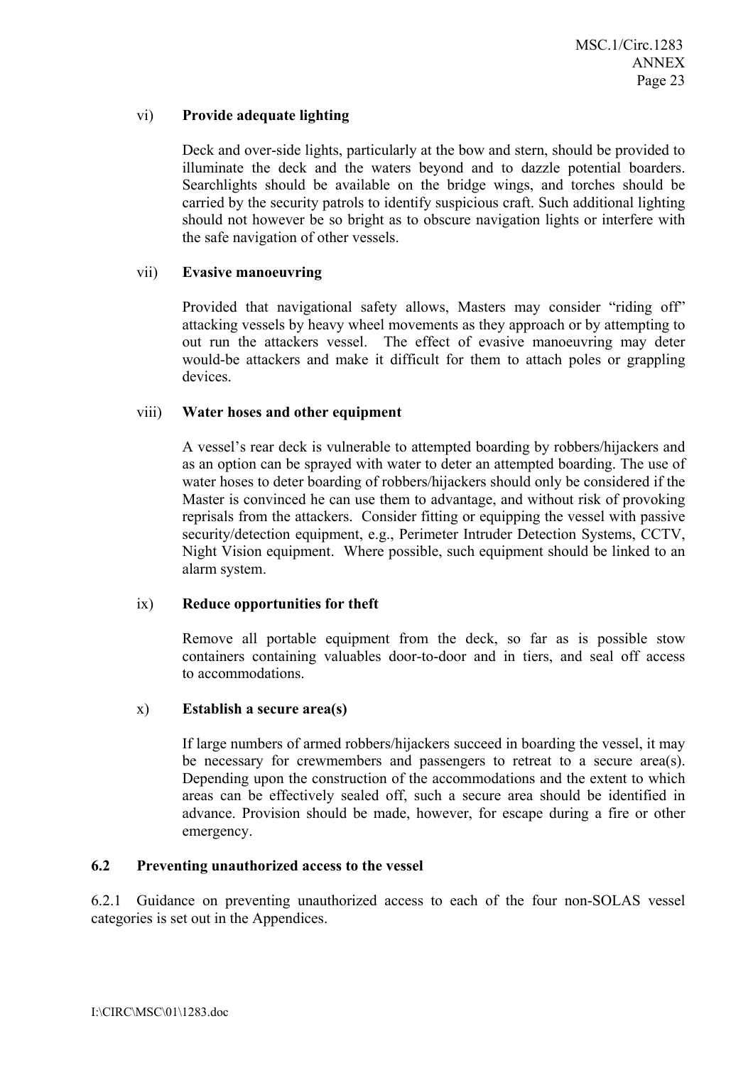vi) **Provide adequate lighting**

Deck and over-side lights, particularly at the bow and stern, should be provided to illuminate the deck and the waters beyond and to dazzle potential boarders. Searchlights should be available on the bridge wings, and torches should be carried by the security patrols to identify suspicious craft. Such additional lighting should not however be so bright as to obscure navigation lights or interfere with the safe navigation of other vessels.

vii) **Evasive manoeuvring**

Provided that navigational safety allows, Masters may consider "riding off" attacking vessels by heavy wheel movements as they approach or by attempting to out run the attackers vessel. The effect of evasive manoeuvring may deter would-be attackers and make it difficult for them to attach poles or grappling devices.

viii) **Water hoses and other equipment**

A vessel's rear deck is vulnerable to attempted boarding by robbers/hijackers and as an option can be sprayed with water to deter an attempted boarding. The use of water hoses to deter boarding of robbers/hijackers should only be considered if the Master is convinced he can use them to advantage, and without risk of provoking reprisals from the attackers. Consider fitting or equipping the vessel with passive security/detection equipment, e.g., Perimeter Intruder Detection Systems, CCTV, Night Vision equipment. Where possible, such equipment should be linked to an alarm system.

ix) **Reduce opportunities for theft**

Remove all portable equipment from the deck, so far as is possible stow containers containing valuables door-to-door and in tiers, and seal off access to accommodations.

x) **Establish a secure area(s)**

If large numbers of armed robbers/hijackers succeed in boarding the vessel, it may be necessary for crewmembers and passengers to retreat to a secure area(s). Depending upon the construction of the accommodations and the extent to which areas can be effectively sealed off, such a secure area should be identified in advance. Provision should be made, however, for escape during a fire or other emergency.

### 6.2 Preventing unauthorized access to the vessel

6.2.1 Guidance on preventing unauthorized access to each of the four non-SOLAS vessel categories is set out in the Appendices.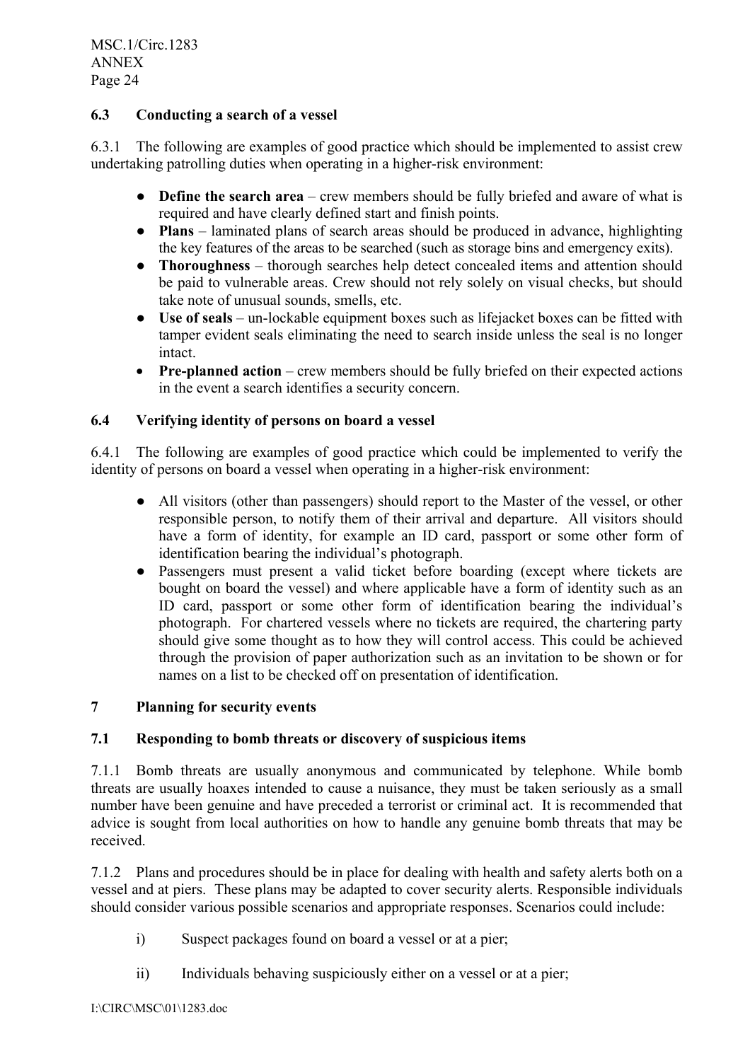### 6.3 Conducting a search of a vessel

6.3.1 The following are examples of good practice which should be implemented to assist crew undertaking patrolling duties when operating in a higher-risk environment:

- **Define the search area** – crew members should be fully briefed and aware of what is required and have clearly defined start and finish points.
- **Plans** – laminated plans of search areas should be produced in advance, highlighting the key features of the areas to be searched (such as storage bins and emergency exits).
- **Thoroughness** – thorough searches help detect concealed items and attention should be paid to vulnerable areas. Crew should not rely solely on visual checks, but should take note of unusual sounds, smells, etc.
- **Use of seals** – un-lockable equipment boxes such as lifejacket boxes can be fitted with tamper evident seals eliminating the need to search inside unless the seal is no longer intact.
- **Pre-planned action** – crew members should be fully briefed on their expected actions in the event a search identifies a security concern.

### 6.4 Verifying identity of persons on board a vessel

6.4.1 The following are examples of good practice which could be implemented to verify the identity of persons on board a vessel when operating in a higher-risk environment:

- All visitors (other than passengers) should report to the Master of the vessel, or other responsible person, to notify them of their arrival and departure. All visitors should have a form of identity, for example an ID card, passport or some other form of identification bearing the individual's photograph.
- Passengers must present a valid ticket before boarding (except where tickets are bought on board the vessel) and where applicable have a form of identity such as an ID card, passport or some other form of identification bearing the individual's photograph. For chartered vessels where no tickets are required, the chartering party should give some thought as to how they will control access. This could be achieved through the provision of paper authorization such as an invitation to be shown or for names on a list to be checked off on presentation of identification.

## 7 Planning for security events

### 7.1 Responding to bomb threats or discovery of suspicious items

7.1.1 Bomb threats are usually anonymous and communicated by telephone. While bomb threats are usually hoaxes intended to cause a nuisance, they must be taken seriously as a small number have been genuine and have preceded a terrorist or criminal act. It is recommended that advice is sought from local authorities on how to handle any genuine bomb threats that may be received.

7.1.2 Plans and procedures should be in place for dealing with health and safety alerts both on a vessel and at piers. These plans may be adapted to cover security alerts. Responsible individuals should consider various possible scenarios and appropriate responses. Scenarios could include:

i) Suspect packages found on board a vessel or at a pier;

ii) Individuals behaving suspiciously either on a vessel or at a pier;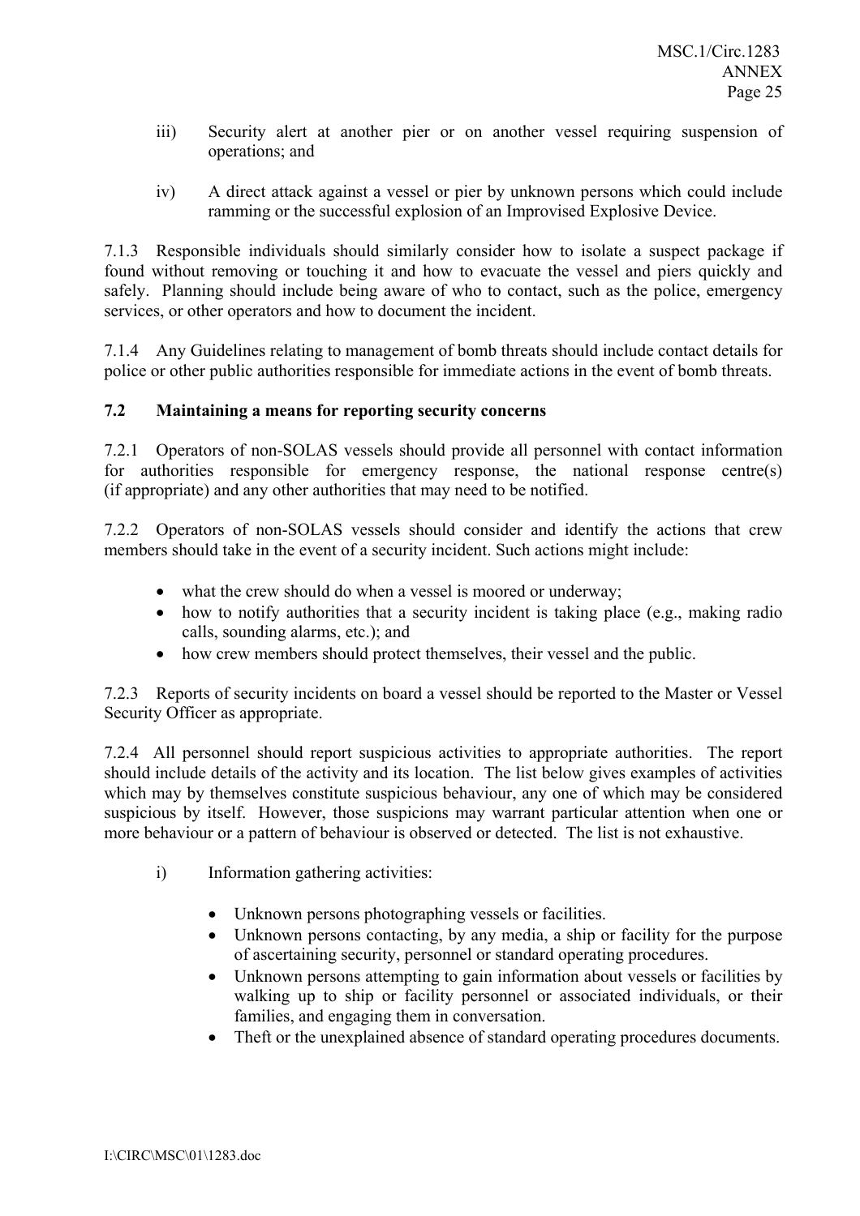iii) Security alert at another pier or on another vessel requiring suspension of operations; and

iv) A direct attack against a vessel or pier by unknown persons which could include ramming or the successful explosion of an Improvised Explosive Device.

7.1.3 Responsible individuals should similarly consider how to isolate a suspect package if found without removing or touching it and how to evacuate the vessel and piers quickly and safely. Planning should include being aware of who to contact, such as the police, emergency services, or other operators and how to document the incident.

7.1.4 Any Guidelines relating to management of bomb threats should include contact details for police or other public authorities responsible for immediate actions in the event of bomb threats.

**7.2 Maintaining a means for reporting security concerns**

7.2.1 Operators of non-SOLAS vessels should provide all personnel with contact information for authorities responsible for emergency response, the national response centre(s) (if appropriate) and any other authorities that may need to be notified.

7.2.2 Operators of non-SOLAS vessels should consider and identify the actions that crew members should take in the event of a security incident. Such actions might include:

- what the crew should do when a vessel is moored or underway;
- how to notify authorities that a security incident is taking place (e.g., making radio calls, sounding alarms, etc.); and
- how crew members should protect themselves, their vessel and the public.

7.2.3 Reports of security incidents on board a vessel should be reported to the Master or Vessel Security Officer as appropriate.

7.2.4 All personnel should report suspicious activities to appropriate authorities. The report should include details of the activity and its location. The list below gives examples of activities which may by themselves constitute suspicious behaviour, any one of which may be considered suspicious by itself. However, those suspicions may warrant particular attention when one or more behaviour or a pattern of behaviour is observed or detected. The list is not exhaustive.

i) Information gathering activities:

- Unknown persons photographing vessels or facilities.
- Unknown persons contacting, by any media, a ship or facility for the purpose of ascertaining security, personnel or standard operating procedures.
- Unknown persons attempting to gain information about vessels or facilities by walking up to ship or facility personnel or associated individuals, or their families, and engaging them in conversation.
- Theft or the unexplained absence of standard operating procedures documents.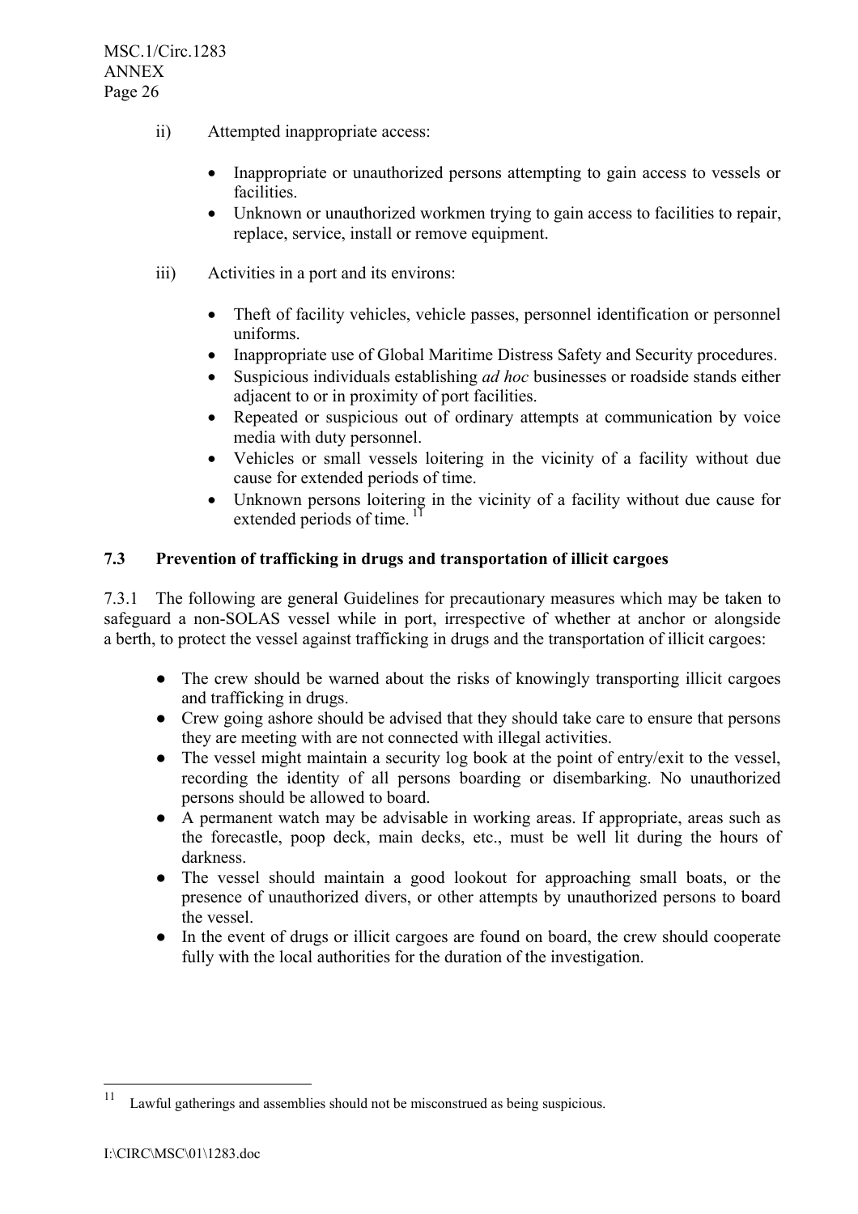ii) Attempted inappropriate access:

- Inappropriate or unauthorized persons attempting to gain access to vessels or facilities.
- Unknown or unauthorized workmen trying to gain access to facilities to repair, replace, service, install or remove equipment.

iii) Activities in a port and its environs:

- Theft of facility vehicles, vehicle passes, personnel identification or personnel uniforms.
- Inappropriate use of Global Maritime Distress Safety and Security procedures.
- Suspicious individuals establishing *ad hoc* businesses or roadside stands either adjacent to or in proximity of port facilities.
- Repeated or suspicious out of ordinary attempts at communication by voice media with duty personnel.
- Vehicles or small vessels loitering in the vicinity of a facility without due cause for extended periods of time.
- Unknown persons loitering in the vicinity of a facility without due cause for extended periods of time. [11]

**7.3 Prevention of trafficking in drugs and transportation of illicit cargoes**

7.3.1 The following are general Guidelines for precautionary measures which may be taken to safeguard a non-SOLAS vessel while in port, irrespective of whether at anchor or alongside a berth, to protect the vessel against trafficking in drugs and the transportation of illicit cargoes:

- The crew should be warned about the risks of knowingly transporting illicit cargoes and trafficking in drugs.
- Crew going ashore should be advised that they should take care to ensure that persons they are meeting with are not connected with illegal activities.
- The vessel might maintain a security log book at the point of entry/exit to the vessel, recording the identity of all persons boarding or disembarking. No unauthorized persons should be allowed to board.
- A permanent watch may be advisable in working areas. If appropriate, areas such as the forecastle, poop deck, main decks, etc., must be well lit during the hours of darkness.
- The vessel should maintain a good lookout for approaching small boats, or the presence of unauthorized divers, or other attempts by unauthorized persons to board the vessel.
- In the event of drugs or illicit cargoes are found on board, the crew should cooperate fully with the local authorities for the duration of the investigation.

---

[11] Lawful gatherings and assemblies should not be misconstrued as being suspicious.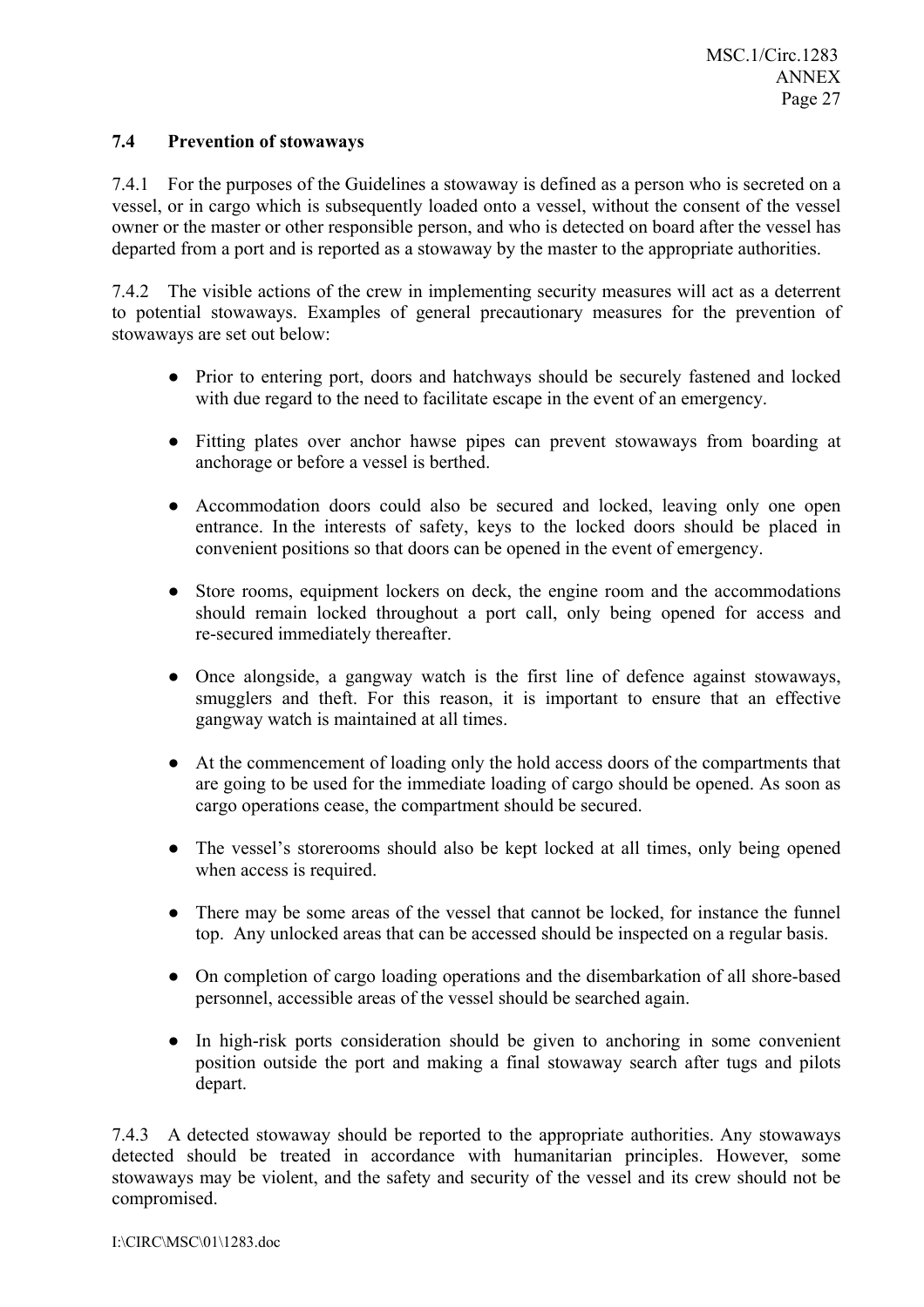### 7.4 Prevention of stowaways

7.4.1 For the purposes of the Guidelines a stowaway is defined as a person who is secreted on a vessel, or in cargo which is subsequently loaded onto a vessel, without the consent of the vessel owner or the master or other responsible person, and who is detected on board after the vessel has departed from a port and is reported as a stowaway by the master to the appropriate authorities.

7.4.2 The visible actions of the crew in implementing security measures will act as a deterrent to potential stowaways. Examples of general precautionary measures for the prevention of stowaways are set out below:

- Prior to entering port, doors and hatchways should be securely fastened and locked with due regard to the need to facilitate escape in the event of an emergency.
- Fitting plates over anchor hawse pipes can prevent stowaways from boarding at anchorage or before a vessel is berthed.
- Accommodation doors could also be secured and locked, leaving only one open entrance. In the interests of safety, keys to the locked doors should be placed in convenient positions so that doors can be opened in the event of emergency.
- Store rooms, equipment lockers on deck, the engine room and the accommodations should remain locked throughout a port call, only being opened for access and re-secured immediately thereafter.
- Once alongside, a gangway watch is the first line of defence against stowaways, smugglers and theft. For this reason, it is important to ensure that an effective gangway watch is maintained at all times.
- At the commencement of loading only the hold access doors of the compartments that are going to be used for the immediate loading of cargo should be opened. As soon as cargo operations cease, the compartment should be secured.
- The vessel's storerooms should also be kept locked at all times, only being opened when access is required.
- There may be some areas of the vessel that cannot be locked, for instance the funnel top. Any unlocked areas that can be accessed should be inspected on a regular basis.
- On completion of cargo loading operations and the disembarkation of all shore-based personnel, accessible areas of the vessel should be searched again.
- In high-risk ports consideration should be given to anchoring in some convenient position outside the port and making a final stowaway search after tugs and pilots depart.

7.4.3 A detected stowaway should be reported to the appropriate authorities. Any stowaways detected should be treated in accordance with humanitarian principles. However, some stowaways may be violent, and the safety and security of the vessel and its crew should not be compromised.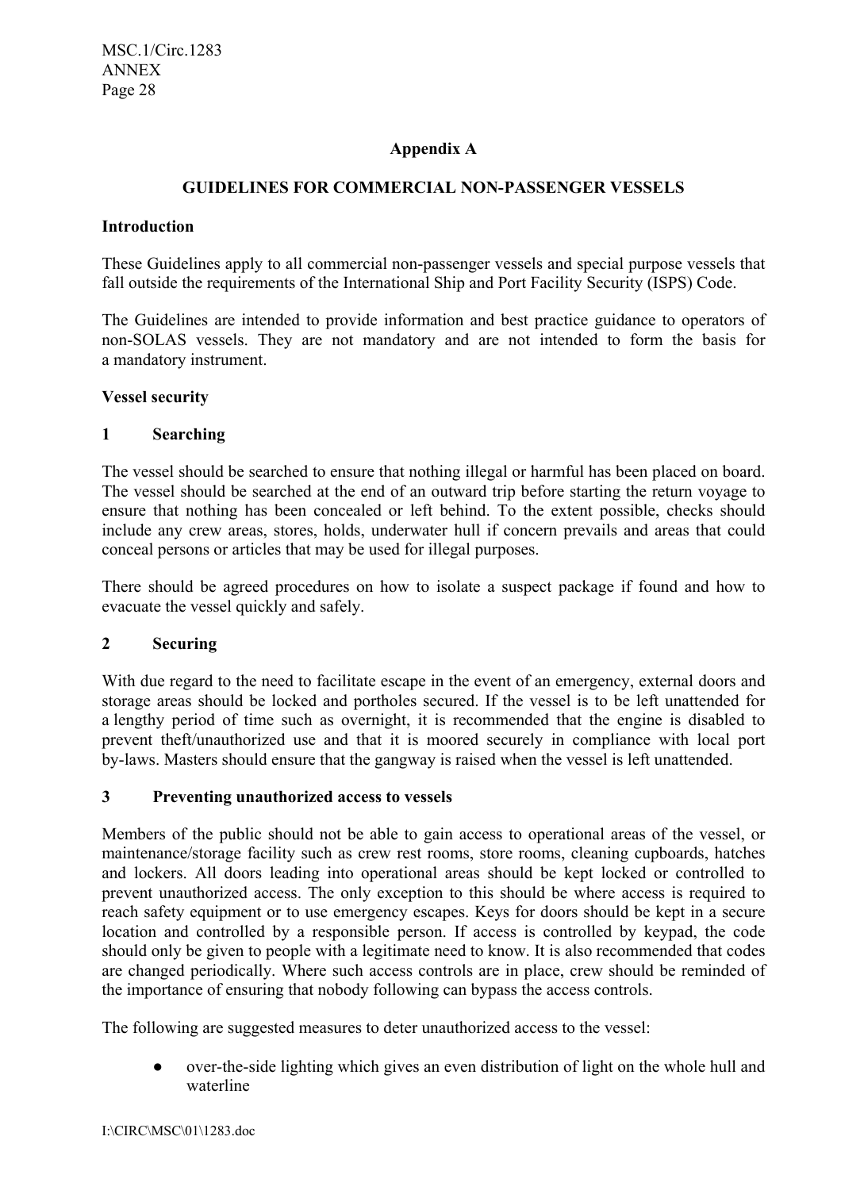## Appendix A

## GUIDELINES FOR COMMERCIAL NON-PASSENGER VESSELS

### Introduction

These Guidelines apply to all commercial non-passenger vessels and special purpose vessels that fall outside the requirements of the International Ship and Port Facility Security (ISPS) Code.

The Guidelines are intended to provide information and best practice guidance to operators of non-SOLAS vessels. They are not mandatory and are not intended to form the basis for a mandatory instrument.

### Vessel security

### 1 Searching

The vessel should be searched to ensure that nothing illegal or harmful has been placed on board. The vessel should be searched at the end of an outward trip before starting the return voyage to ensure that nothing has been concealed or left behind. To the extent possible, checks should include any crew areas, stores, holds, underwater hull if concern prevails and areas that could conceal persons or articles that may be used for illegal purposes.

There should be agreed procedures on how to isolate a suspect package if found and how to evacuate the vessel quickly and safely.

### 2 Securing

With due regard to the need to facilitate escape in the event of an emergency, external doors and storage areas should be locked and portholes secured. If the vessel is to be left unattended for a lengthy period of time such as overnight, it is recommended that the engine is disabled to prevent theft/unauthorized use and that it is moored securely in compliance with local port by-laws. Masters should ensure that the gangway is raised when the vessel is left unattended.

### 3 Preventing unauthorized access to vessels

Members of the public should not be able to gain access to operational areas of the vessel, or maintenance/storage facility such as crew rest rooms, store rooms, cleaning cupboards, hatches and lockers. All doors leading into operational areas should be kept locked or controlled to prevent unauthorized access. The only exception to this should be where access is required to reach safety equipment or to use emergency escapes. Keys for doors should be kept in a secure location and controlled by a responsible person. If access is controlled by keypad, the code should only be given to people with a legitimate need to know. It is also recommended that codes are changed periodically. Where such access controls are in place, crew should be reminded of the importance of ensuring that nobody following can bypass the access controls.

The following are suggested measures to deter unauthorized access to the vessel:

- over-the-side lighting which gives an even distribution of light on the whole hull and waterline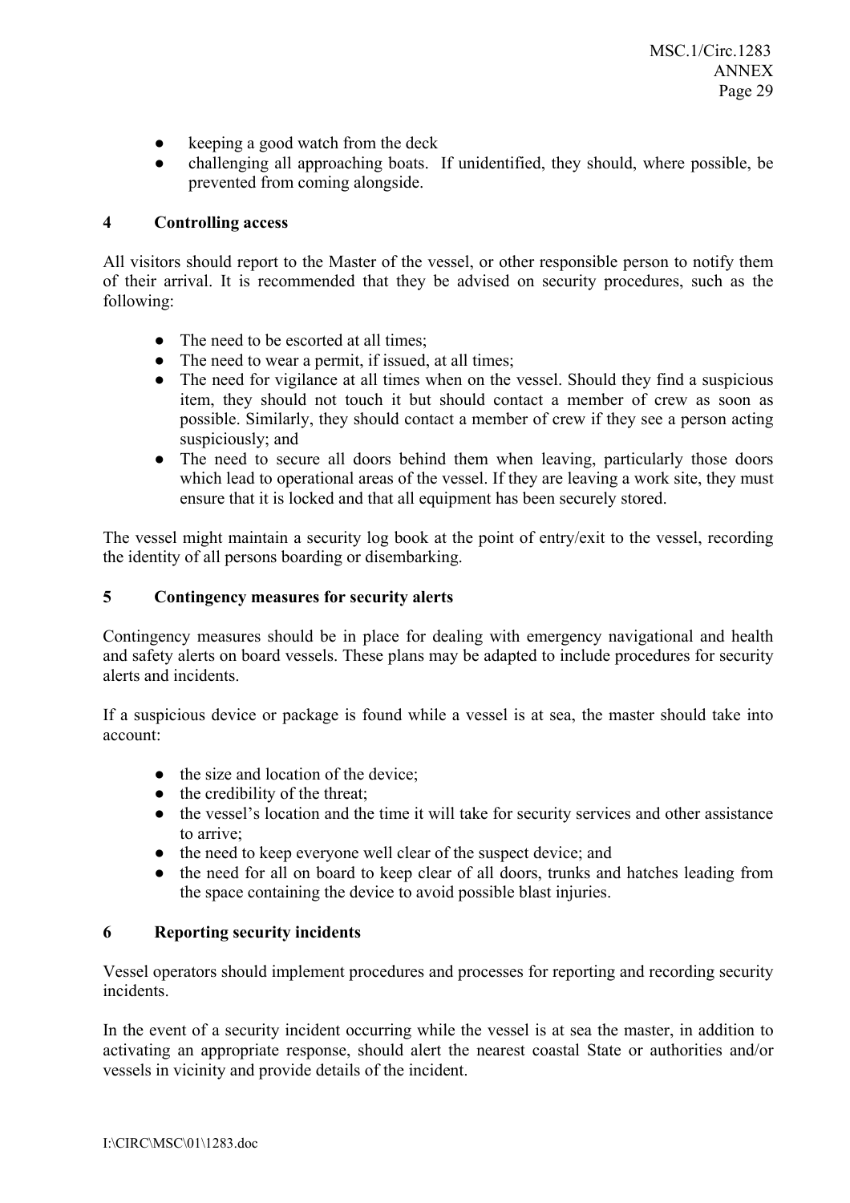- keeping a good watch from the deck
- challenging all approaching boats. If unidentified, they should, where possible, be prevented from coming alongside.

## 4 Controlling access

All visitors should report to the Master of the vessel, or other responsible person to notify them of their arrival. It is recommended that they be advised on security procedures, such as the following:

- The need to be escorted at all times;
- The need to wear a permit, if issued, at all times;
- The need for vigilance at all times when on the vessel. Should they find a suspicious item, they should not touch it but should contact a member of crew as soon as possible. Similarly, they should contact a member of crew if they see a person acting suspiciously; and
- The need to secure all doors behind them when leaving, particularly those doors which lead to operational areas of the vessel. If they are leaving a work site, they must ensure that it is locked and that all equipment has been securely stored.

The vessel might maintain a security log book at the point of entry/exit to the vessel, recording the identity of all persons boarding or disembarking.

## 5 Contingency measures for security alerts

Contingency measures should be in place for dealing with emergency navigational and health and safety alerts on board vessels. These plans may be adapted to include procedures for security alerts and incidents.

If a suspicious device or package is found while a vessel is at sea, the master should take into account:

- the size and location of the device;
- the credibility of the threat;
- the vessel's location and the time it will take for security services and other assistance to arrive;
- the need to keep everyone well clear of the suspect device; and
- the need for all on board to keep clear of all doors, trunks and hatches leading from the space containing the device to avoid possible blast injuries.

## 6 Reporting security incidents

Vessel operators should implement procedures and processes for reporting and recording security incidents.

In the event of a security incident occurring while the vessel is at sea the master, in addition to activating an appropriate response, should alert the nearest coastal State or authorities and/or vessels in vicinity and provide details of the incident.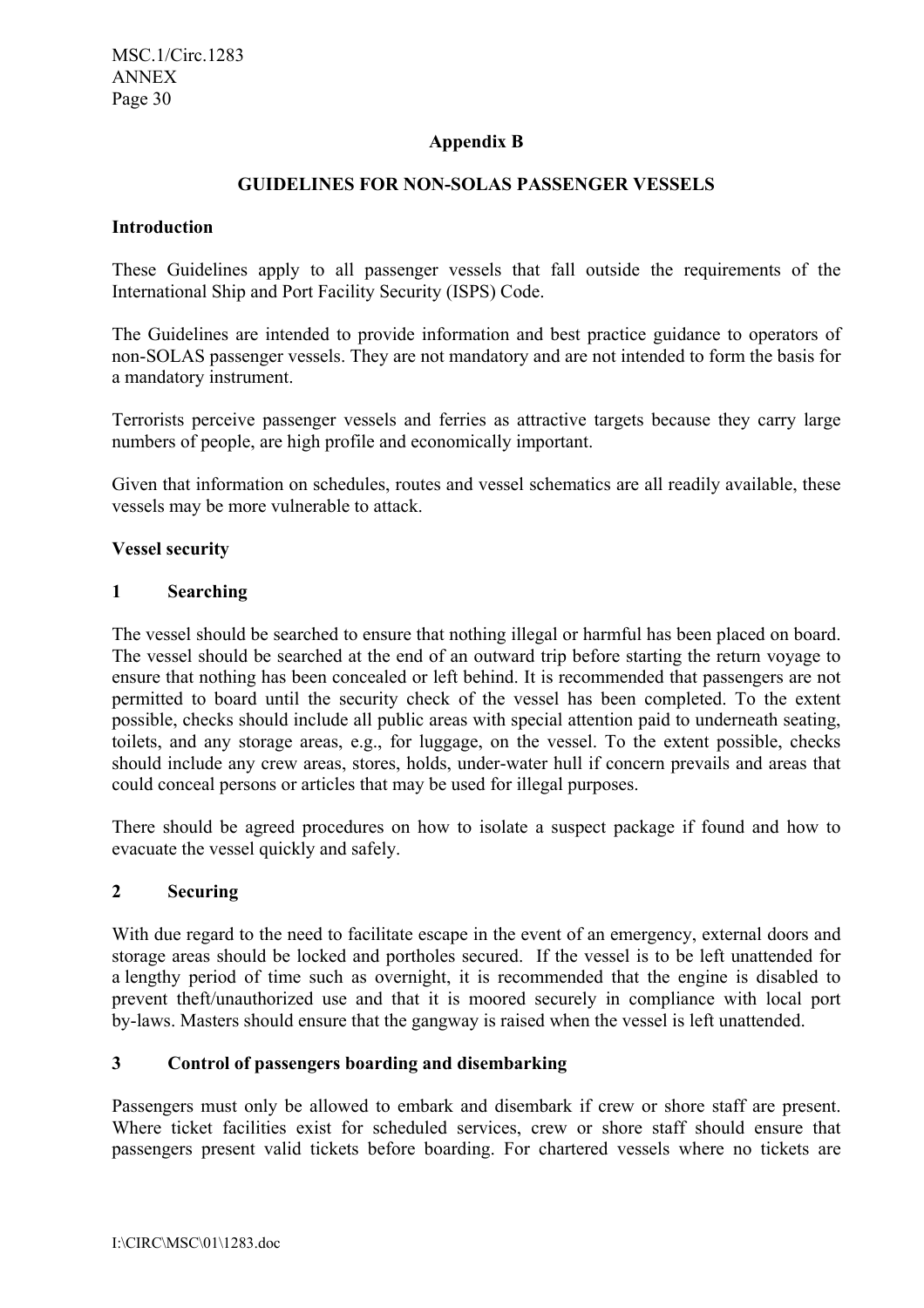## Appendix B

## GUIDELINES FOR NON-SOLAS PASSENGER VESSELS

### Introduction

These Guidelines apply to all passenger vessels that fall outside the requirements of the International Ship and Port Facility Security (ISPS) Code.

The Guidelines are intended to provide information and best practice guidance to operators of non-SOLAS passenger vessels. They are not mandatory and are not intended to form the basis for a mandatory instrument.

Terrorists perceive passenger vessels and ferries as attractive targets because they carry large numbers of people, are high profile and economically important.

Given that information on schedules, routes and vessel schematics are all readily available, these vessels may be more vulnerable to attack.

### Vessel security

### 1 Searching

The vessel should be searched to ensure that nothing illegal or harmful has been placed on board. The vessel should be searched at the end of an outward trip before starting the return voyage to ensure that nothing has been concealed or left behind. It is recommended that passengers are not permitted to board until the security check of the vessel has been completed. To the extent possible, checks should include all public areas with special attention paid to underneath seating, toilets, and any storage areas, e.g., for luggage, on the vessel. To the extent possible, checks should include any crew areas, stores, holds, under-water hull if concern prevails and areas that could conceal persons or articles that may be used for illegal purposes.

There should be agreed procedures on how to isolate a suspect package if found and how to evacuate the vessel quickly and safely.

### 2 Securing

With due regard to the need to facilitate escape in the event of an emergency, external doors and storage areas should be locked and portholes secured. If the vessel is to be left unattended for a lengthy period of time such as overnight, it is recommended that the engine is disabled to prevent theft/unauthorized use and that it is moored securely in compliance with local port by-laws. Masters should ensure that the gangway is raised when the vessel is left unattended.

### 3 Control of passengers boarding and disembarking

Passengers must only be allowed to embark and disembark if crew or shore staff are present. Where ticket facilities exist for scheduled services, crew or shore staff should ensure that passengers present valid tickets before boarding. For chartered vessels where no tickets are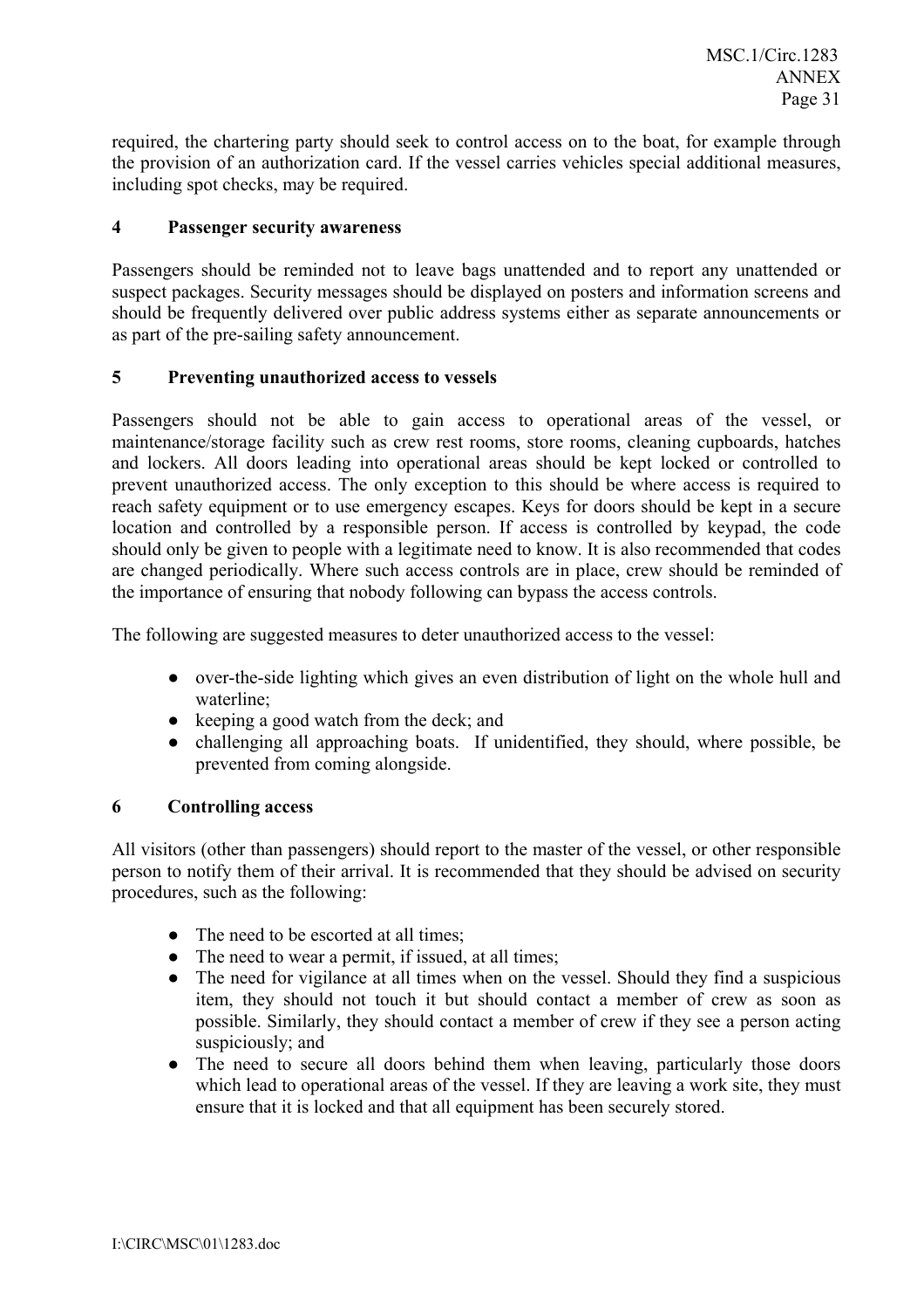required, the chartering party should seek to control access on to the boat, for example through the provision of an authorization card. If the vessel carries vehicles special additional measures, including spot checks, may be required.

## 4 Passenger security awareness

Passengers should be reminded not to leave bags unattended and to report any unattended or suspect packages. Security messages should be displayed on posters and information screens and should be frequently delivered over public address systems either as separate announcements or as part of the pre-sailing safety announcement.

## 5 Preventing unauthorized access to vessels

Passengers should not be able to gain access to operational areas of the vessel, or maintenance/storage facility such as crew rest rooms, store rooms, cleaning cupboards, hatches and lockers. All doors leading into operational areas should be kept locked or controlled to prevent unauthorized access. The only exception to this should be where access is required to reach safety equipment or to use emergency escapes. Keys for doors should be kept in a secure location and controlled by a responsible person. If access is controlled by keypad, the code should only be given to people with a legitimate need to know. It is also recommended that codes are changed periodically. Where such access controls are in place, crew should be reminded of the importance of ensuring that nobody following can bypass the access controls.

The following are suggested measures to deter unauthorized access to the vessel:

- over-the-side lighting which gives an even distribution of light on the whole hull and waterline;
- keeping a good watch from the deck; and
- challenging all approaching boats. If unidentified, they should, where possible, be prevented from coming alongside.

## 6 Controlling access

All visitors (other than passengers) should report to the master of the vessel, or other responsible person to notify them of their arrival. It is recommended that they should be advised on security procedures, such as the following:

- The need to be escorted at all times;
- The need to wear a permit, if issued, at all times;
- The need for vigilance at all times when on the vessel. Should they find a suspicious item, they should not touch it but should contact a member of crew as soon as possible. Similarly, they should contact a member of crew if they see a person acting suspiciously; and
- The need to secure all doors behind them when leaving, particularly those doors which lead to operational areas of the vessel. If they are leaving a work site, they must ensure that it is locked and that all equipment has been securely stored.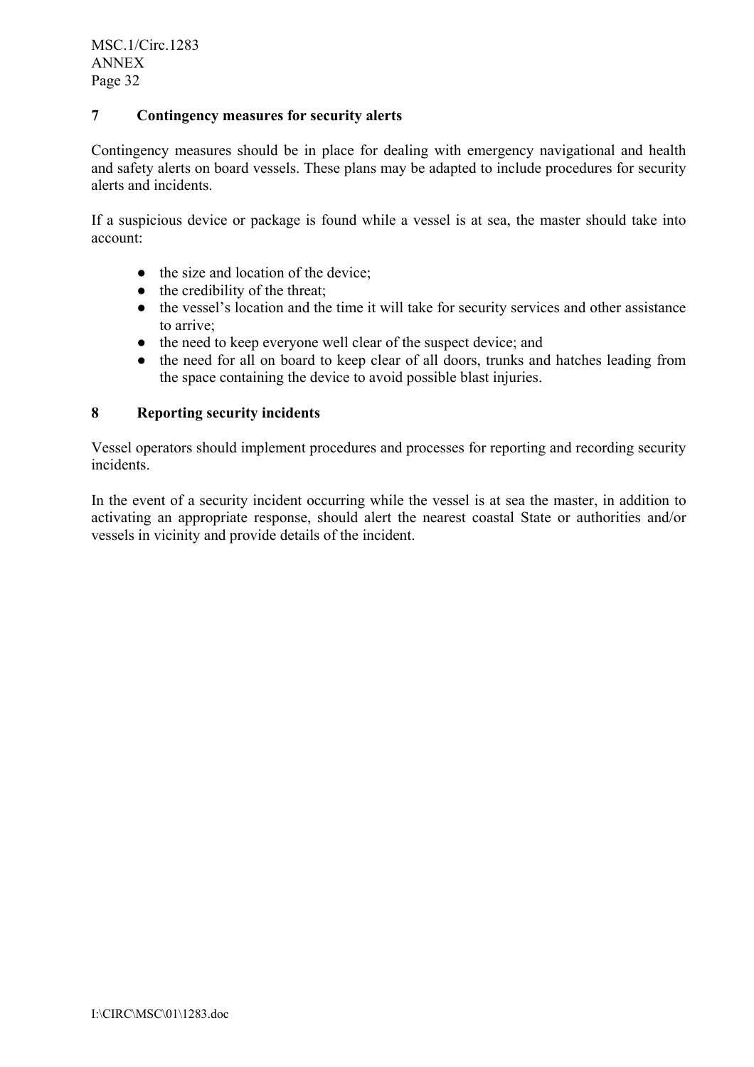## 7 Contingency measures for security alerts

Contingency measures should be in place for dealing with emergency navigational and health and safety alerts on board vessels. These plans may be adapted to include procedures for security alerts and incidents.

If a suspicious device or package is found while a vessel is at sea, the master should take into account:

- the size and location of the device;
- the credibility of the threat;
- the vessel's location and the time it will take for security services and other assistance to arrive;
- the need to keep everyone well clear of the suspect device; and
- the need for all on board to keep clear of all doors, trunks and hatches leading from the space containing the device to avoid possible blast injuries.

## 8 Reporting security incidents

Vessel operators should implement procedures and processes for reporting and recording security incidents.

In the event of a security incident occurring while the vessel is at sea the master, in addition to activating an appropriate response, should alert the nearest coastal State or authorities and/or vessels in vicinity and provide details of the incident.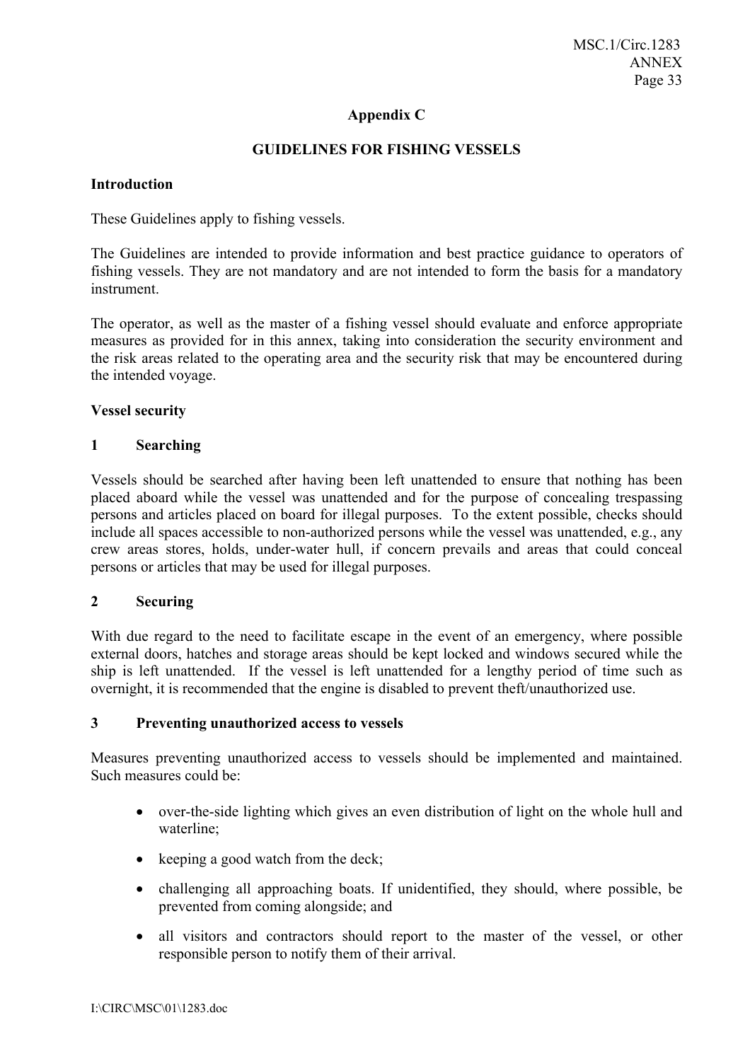## Appendix C

## GUIDELINES FOR FISHING VESSELS

### Introduction

These Guidelines apply to fishing vessels.

The Guidelines are intended to provide information and best practice guidance to operators of fishing vessels. They are not mandatory and are not intended to form the basis for a mandatory instrument.

The operator, as well as the master of a fishing vessel should evaluate and enforce appropriate measures as provided for in this annex, taking into consideration the security environment and the risk areas related to the operating area and the security risk that may be encountered during the intended voyage.

### Vessel security

#### 1 Searching

Vessels should be searched after having been left unattended to ensure that nothing has been placed aboard while the vessel was unattended and for the purpose of concealing trespassing persons and articles placed on board for illegal purposes. To the extent possible, checks should include all spaces accessible to non-authorized persons while the vessel was unattended, e.g., any crew areas stores, holds, under-water hull, if concern prevails and areas that could conceal persons or articles that may be used for illegal purposes.

#### 2 Securing

With due regard to the need to facilitate escape in the event of an emergency, where possible external doors, hatches and storage areas should be kept locked and windows secured while the ship is left unattended. If the vessel is left unattended for a lengthy period of time such as overnight, it is recommended that the engine is disabled to prevent theft/unauthorized use.

#### 3 Preventing unauthorized access to vessels

Measures preventing unauthorized access to vessels should be implemented and maintained. Such measures could be:

- over-the-side lighting which gives an even distribution of light on the whole hull and waterline;
- keeping a good watch from the deck;
- challenging all approaching boats. If unidentified, they should, where possible, be prevented from coming alongside; and
- all visitors and contractors should report to the master of the vessel, or other responsible person to notify them of their arrival.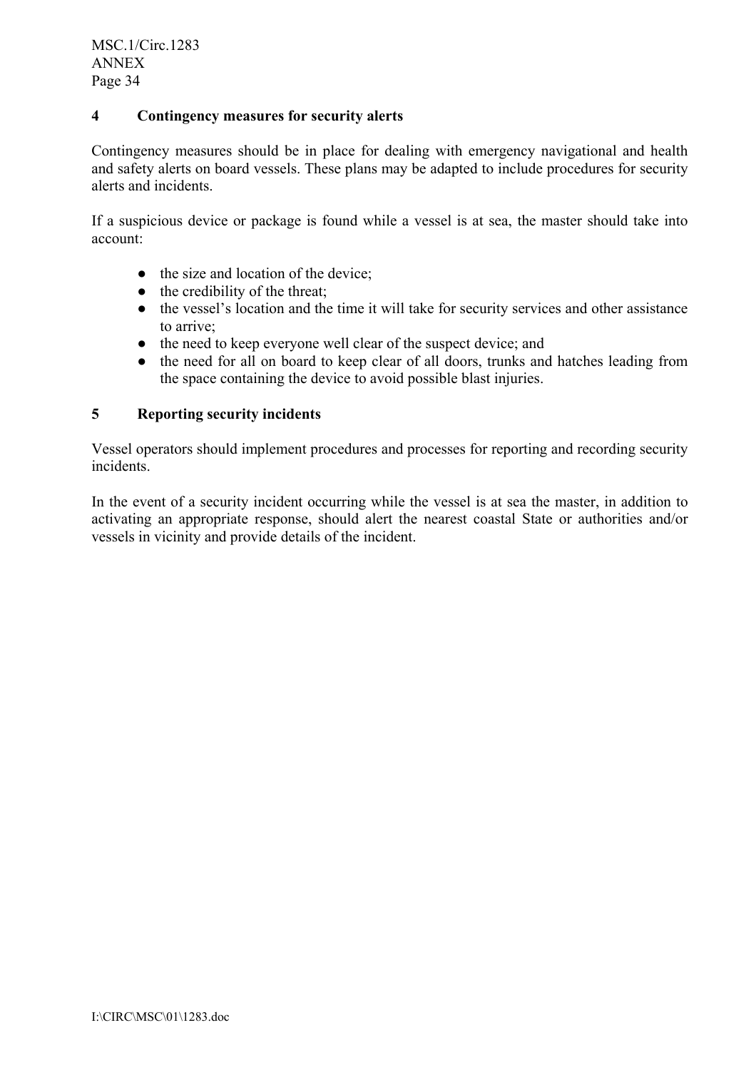## 4 Contingency measures for security alerts

Contingency measures should be in place for dealing with emergency navigational and health and safety alerts on board vessels. These plans may be adapted to include procedures for security alerts and incidents.

If a suspicious device or package is found while a vessel is at sea, the master should take into account:

- the size and location of the device;
- the credibility of the threat;
- the vessel's location and the time it will take for security services and other assistance to arrive;
- the need to keep everyone well clear of the suspect device; and
- the need for all on board to keep clear of all doors, trunks and hatches leading from the space containing the device to avoid possible blast injuries.

## 5 Reporting security incidents

Vessel operators should implement procedures and processes for reporting and recording security incidents.

In the event of a security incident occurring while the vessel is at sea the master, in addition to activating an appropriate response, should alert the nearest coastal State or authorities and/or vessels in vicinity and provide details of the incident.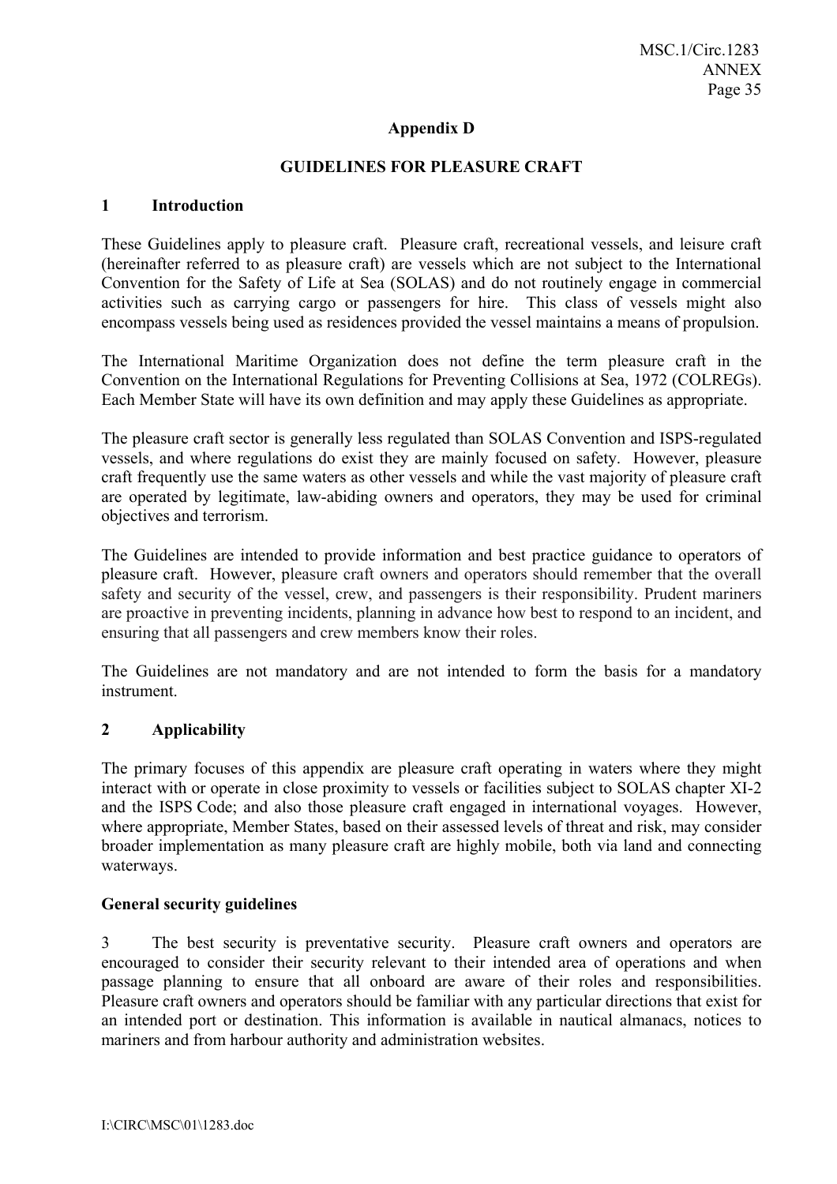## Appendix D

## GUIDELINES FOR PLEASURE CRAFT

### 1 Introduction

These Guidelines apply to pleasure craft. Pleasure craft, recreational vessels, and leisure craft (hereinafter referred to as pleasure craft) are vessels which are not subject to the International Convention for the Safety of Life at Sea (SOLAS) and do not routinely engage in commercial activities such as carrying cargo or passengers for hire. This class of vessels might also encompass vessels being used as residences provided the vessel maintains a means of propulsion.

The International Maritime Organization does not define the term pleasure craft in the Convention on the International Regulations for Preventing Collisions at Sea, 1972 (COLREGs). Each Member State will have its own definition and may apply these Guidelines as appropriate.

The pleasure craft sector is generally less regulated than SOLAS Convention and ISPS-regulated vessels, and where regulations do exist they are mainly focused on safety. However, pleasure craft frequently use the same waters as other vessels and while the vast majority of pleasure craft are operated by legitimate, law-abiding owners and operators, they may be used for criminal objectives and terrorism.

The Guidelines are intended to provide information and best practice guidance to operators of pleasure craft. However, pleasure craft owners and operators should remember that the overall safety and security of the vessel, crew, and passengers is their responsibility. Prudent mariners are proactive in preventing incidents, planning in advance how best to respond to an incident, and ensuring that all passengers and crew members know their roles.

The Guidelines are not mandatory and are not intended to form the basis for a mandatory instrument.

### 2 Applicability

The primary focuses of this appendix are pleasure craft operating in waters where they might interact with or operate in close proximity to vessels or facilities subject to SOLAS chapter XI-2 and the ISPS Code; and also those pleasure craft engaged in international voyages. However, where appropriate, Member States, based on their assessed levels of threat and risk, may consider broader implementation as many pleasure craft are highly mobile, both via land and connecting waterways.

**General security guidelines**

3 The best security is preventative security. Pleasure craft owners and operators are encouraged to consider their security relevant to their intended area of operations and when passage planning to ensure that all onboard are aware of their roles and responsibilities. Pleasure craft owners and operators should be familiar with any particular directions that exist for an intended port or destination. This information is available in nautical almanacs, notices to mariners and from harbour authority and administration websites.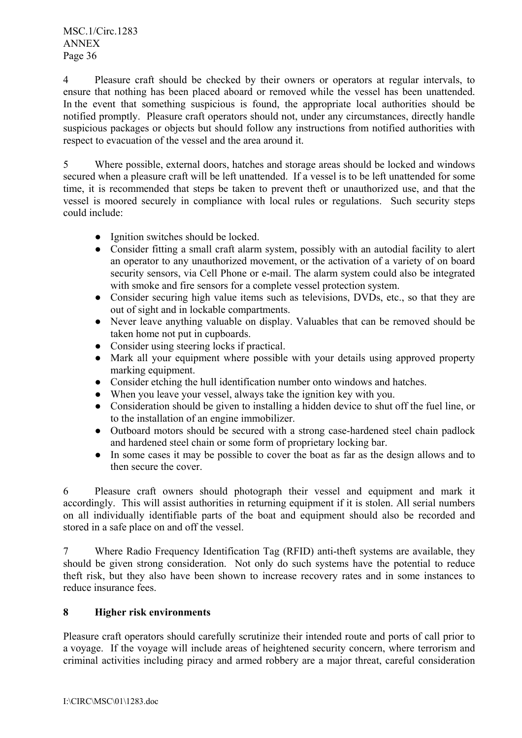4 Pleasure craft should be checked by their owners or operators at regular intervals, to ensure that nothing has been placed aboard or removed while the vessel has been unattended. In the event that something suspicious is found, the appropriate local authorities should be notified promptly. Pleasure craft operators should not, under any circumstances, directly handle suspicious packages or objects but should follow any instructions from notified authorities with respect to evacuation of the vessel and the area around it.

5 Where possible, external doors, hatches and storage areas should be locked and windows secured when a pleasure craft will be left unattended. If a vessel is to be left unattended for some time, it is recommended that steps be taken to prevent theft or unauthorized use, and that the vessel is moored securely in compliance with local rules or regulations. Such security steps could include:

- Ignition switches should be locked.
- Consider fitting a small craft alarm system, possibly with an autodial facility to alert an operator to any unauthorized movement, or the activation of a variety of on board security sensors, via Cell Phone or e-mail. The alarm system could also be integrated with smoke and fire sensors for a complete vessel protection system.
- Consider securing high value items such as televisions, DVDs, etc., so that they are out of sight and in lockable compartments.
- Never leave anything valuable on display. Valuables that can be removed should be taken home not put in cupboards.
- Consider using steering locks if practical.
- Mark all your equipment where possible with your details using approved property marking equipment.
- Consider etching the hull identification number onto windows and hatches.
- When you leave your vessel, always take the ignition key with you.
- Consideration should be given to installing a hidden device to shut off the fuel line, or to the installation of an engine immobilizer.
- Outboard motors should be secured with a strong case-hardened steel chain padlock and hardened steel chain or some form of proprietary locking bar.
- In some cases it may be possible to cover the boat as far as the design allows and to then secure the cover.

6 Pleasure craft owners should photograph their vessel and equipment and mark it accordingly. This will assist authorities in returning equipment if it is stolen. All serial numbers on all individually identifiable parts of the boat and equipment should also be recorded and stored in a safe place on and off the vessel.

7 Where Radio Frequency Identification Tag (RFID) anti-theft systems are available, they should be given strong consideration. Not only do such systems have the potential to reduce theft risk, but they also have been shown to increase recovery rates and in some instances to reduce insurance fees.

## 8 Higher risk environments

Pleasure craft operators should carefully scrutinize their intended route and ports of call prior to a voyage. If the voyage will include areas of heightened security concern, where terrorism and criminal activities including piracy and armed robbery are a major threat, careful consideration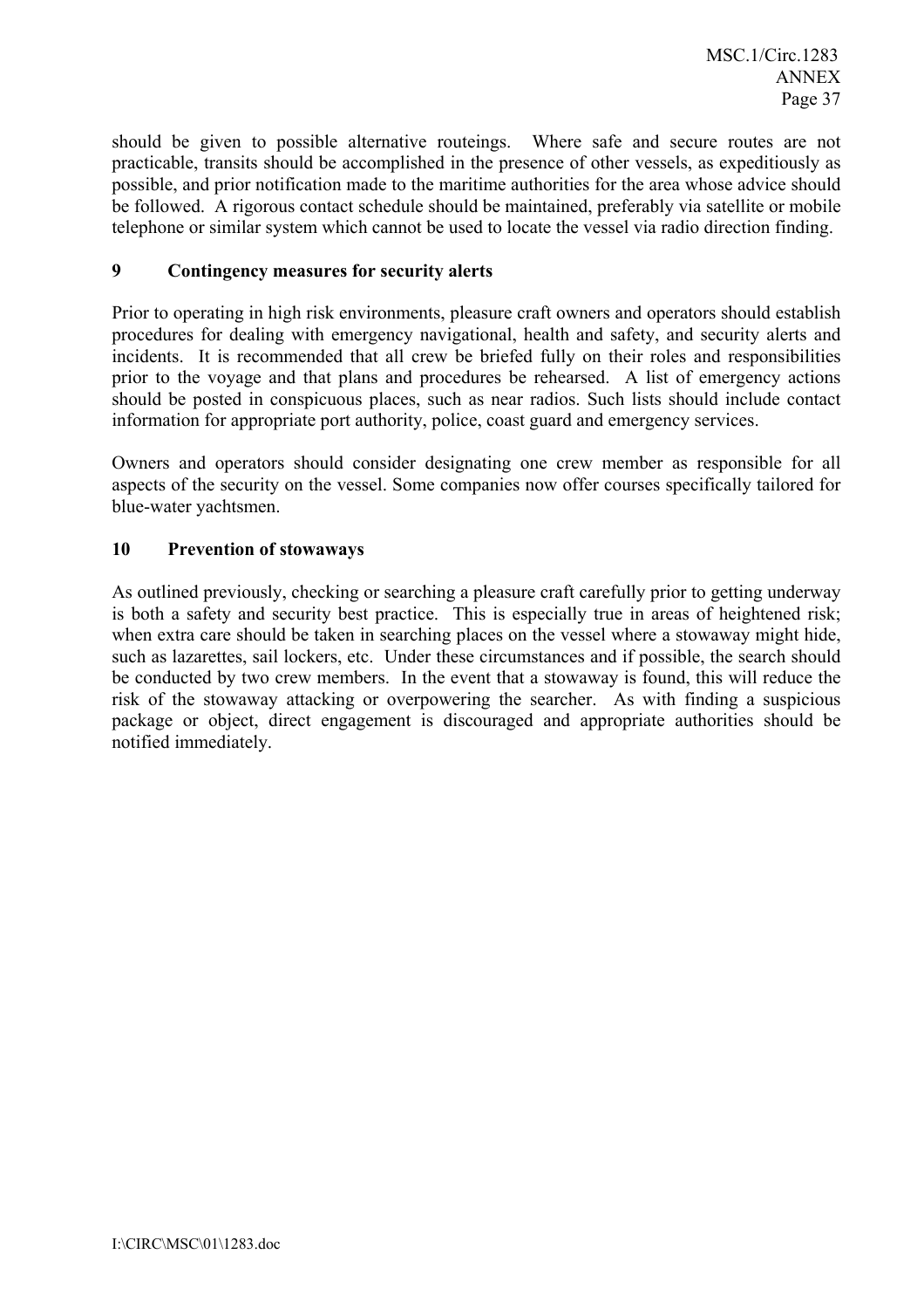should be given to possible alternative routeings. Where safe and secure routes are not practicable, transits should be accomplished in the presence of other vessels, as expeditiously as possible, and prior notification made to the maritime authorities for the area whose advice should be followed. A rigorous contact schedule should be maintained, preferably via satellite or mobile telephone or similar system which cannot be used to locate the vessel via radio direction finding.

### 9 Contingency measures for security alerts

Prior to operating in high risk environments, pleasure craft owners and operators should establish procedures for dealing with emergency navigational, health and safety, and security alerts and incidents. It is recommended that all crew be briefed fully on their roles and responsibilities prior to the voyage and that plans and procedures be rehearsed. A list of emergency actions should be posted in conspicuous places, such as near radios. Such lists should include contact information for appropriate port authority, police, coast guard and emergency services.

Owners and operators should consider designating one crew member as responsible for all aspects of the security on the vessel. Some companies now offer courses specifically tailored for blue-water yachtsmen.

### 10 Prevention of stowaways

As outlined previously, checking or searching a pleasure craft carefully prior to getting underway is both a safety and security best practice. This is especially true in areas of heightened risk; when extra care should be taken in searching places on the vessel where a stowaway might hide, such as lazarettes, sail lockers, etc. Under these circumstances and if possible, the search should be conducted by two crew members. In the event that a stowaway is found, this will reduce the risk of the stowaway attacking or overpowering the searcher. As with finding a suspicious package or object, direct engagement is discouraged and appropriate authorities should be notified immediately.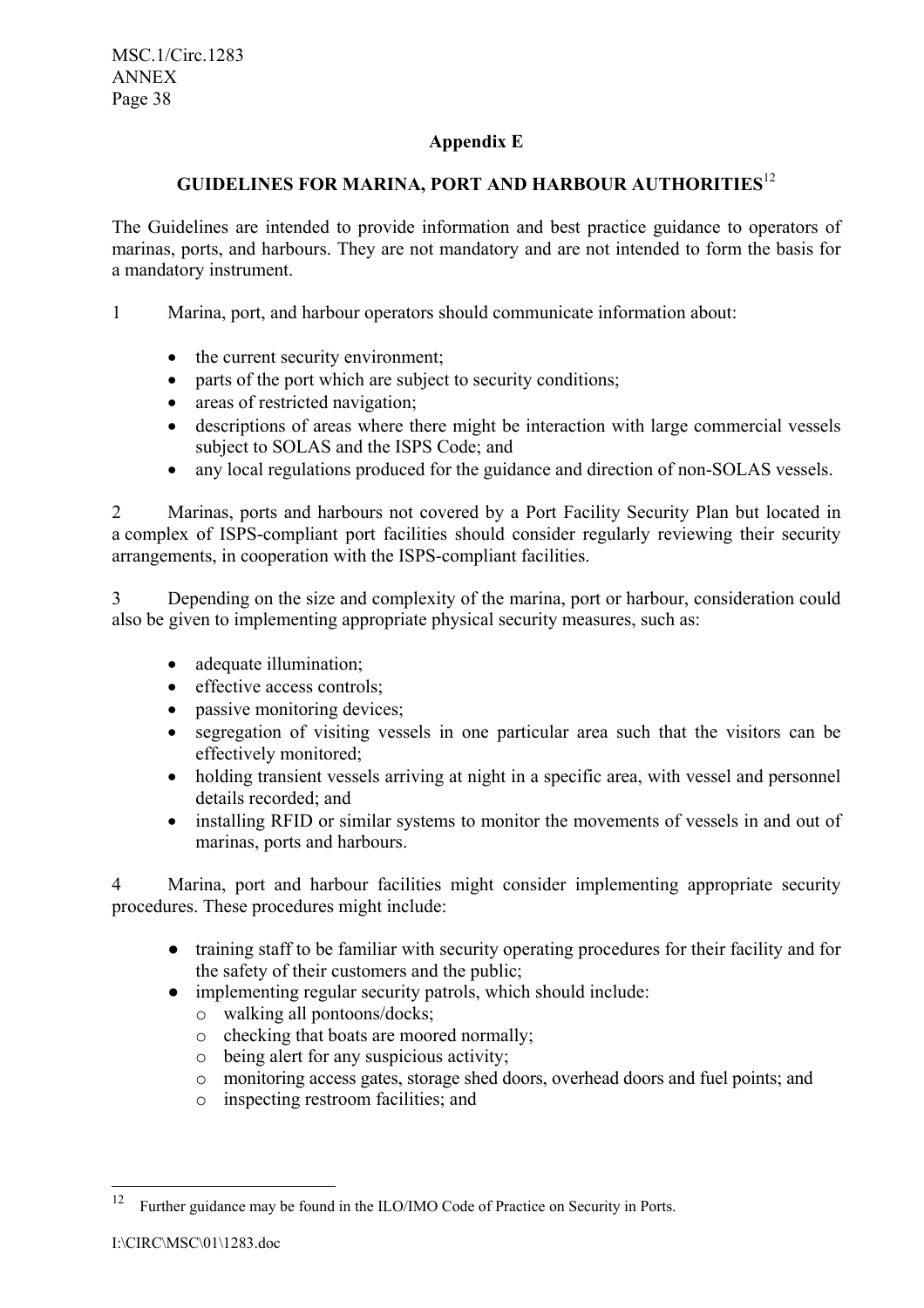## Appendix E

## GUIDELINES FOR MARINA, PORT AND HARBOUR AUTHORITIES[12]

The Guidelines are intended to provide information and best practice guidance to operators of marinas, ports, and harbours. They are not mandatory and are not intended to form the basis for a mandatory instrument.

1 Marina, port, and harbour operators should communicate information about:

- the current security environment;
- parts of the port which are subject to security conditions;
- areas of restricted navigation;
- descriptions of areas where there might be interaction with large commercial vessels subject to SOLAS and the ISPS Code; and
- any local regulations produced for the guidance and direction of non-SOLAS vessels.

2 Marinas, ports and harbours not covered by a Port Facility Security Plan but located in a complex of ISPS-compliant port facilities should consider regularly reviewing their security arrangements, in cooperation with the ISPS-compliant facilities.

3 Depending on the size and complexity of the marina, port or harbour, consideration could also be given to implementing appropriate physical security measures, such as:

- adequate illumination;
- effective access controls;
- passive monitoring devices;
- segregation of visiting vessels in one particular area such that the visitors can be effectively monitored;
- holding transient vessels arriving at night in a specific area, with vessel and personnel details recorded; and
- installing RFID or similar systems to monitor the movements of vessels in and out of marinas, ports and harbours.

4 Marina, port and harbour facilities might consider implementing appropriate security procedures. These procedures might include:

- training staff to be familiar with security operating procedures for their facility and for the safety of their customers and the public;
- implementing regular security patrols, which should include:
  - walking all pontoons/docks;
  - checking that boats are moored normally;
  - being alert for any suspicious activity;
  - monitoring access gates, storage shed doors, overhead doors and fuel points; and
  - inspecting restroom facilities; and

---

[12] Further guidance may be found in the ILO/IMO Code of Practice on Security in Ports.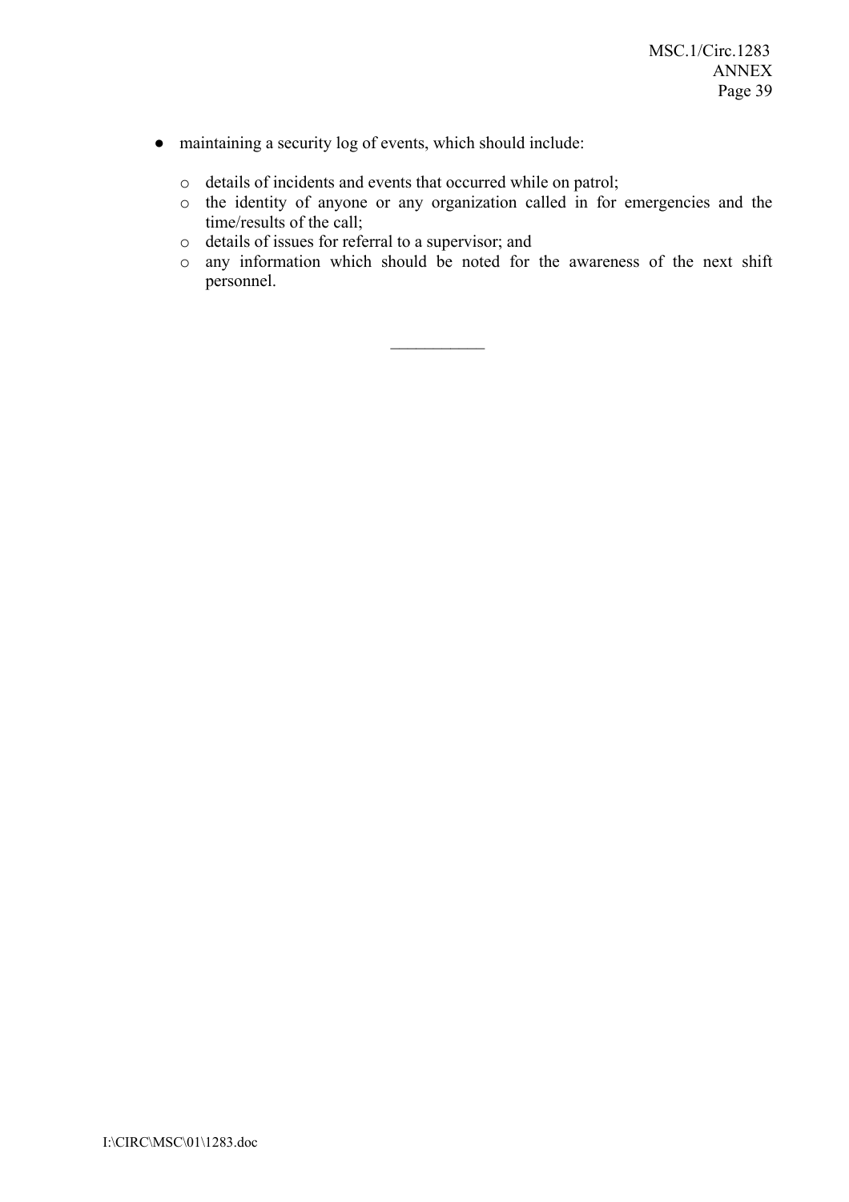- maintaining a security log of events, which should include:

    - details of incidents and events that occurred while on patrol;
    - the identity of anyone or any organization called in for emergencies and the time/results of the call;
    - details of issues for referral to a supervisor; and
    - any information which should be noted for the awareness of the next shift personnel.

___________